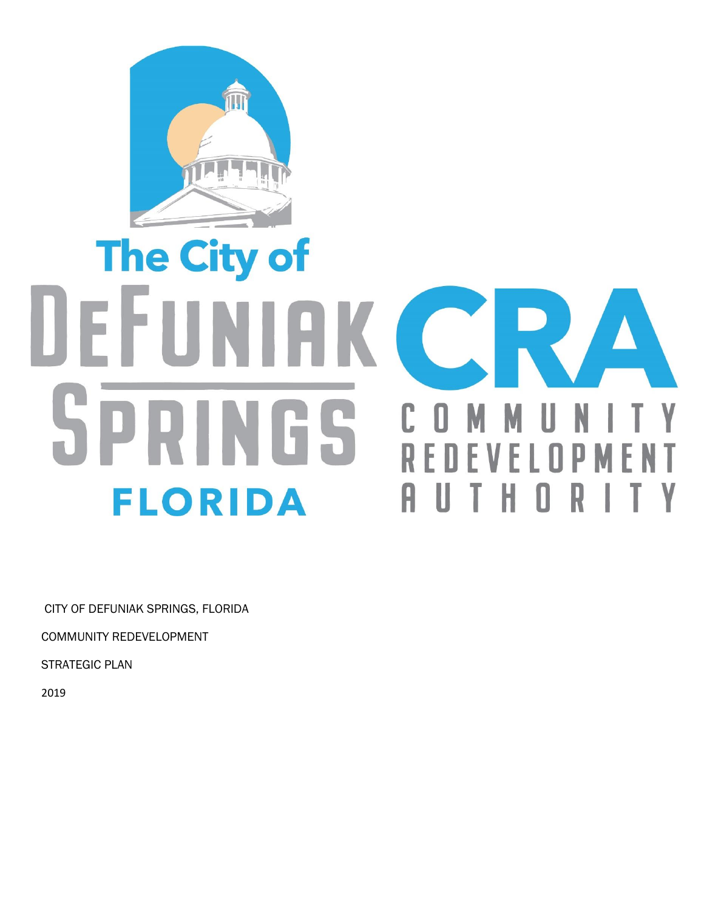The City of

DEFUNIAK SPRINGS

FLORIDA

CRA

COMMUNITY REDEVELOPMENT AUTHORITY

CITY OF DEFUNIAK SPRINGS, FLORIDA

COMMUNITY REDEVELOPMENT

STRATEGIC PLAN

2019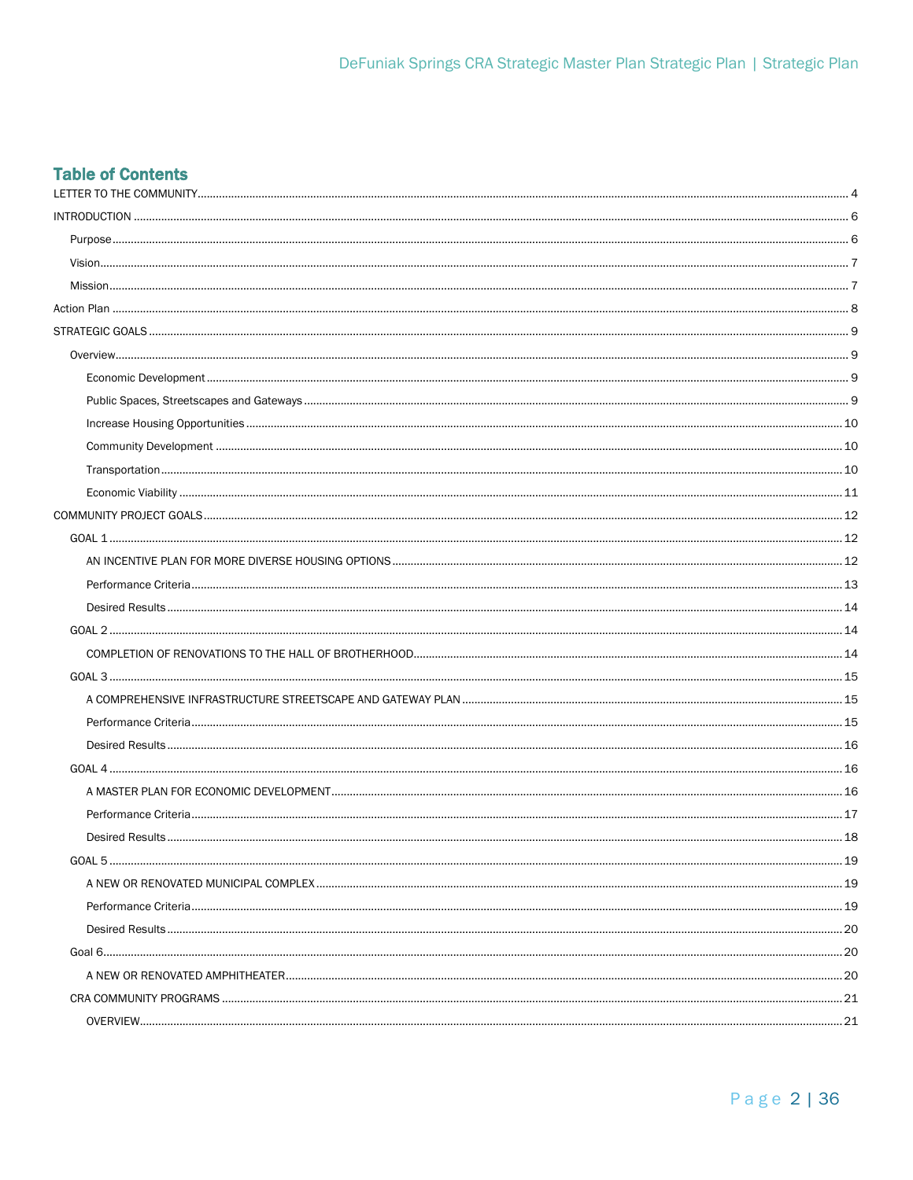## Table of Contents

- LETTER TO THE COMMUNITY ........ 4
- INTRODUCTION ........ 6
  - Purpose ........ 6
  - Vision ........ 7
  - Mission ........ 7
- Action Plan ........ 8
- STRATEGIC GOALS ........ 9
  - Overview ........ 9
    - Economic Development ........ 9
    - Public Spaces, Streetscapes and Gateways ........ 9
    - Increase Housing Opportunities ........ 10
    - Community Development ........ 10
    - Transportation ........ 10
    - Economic Viability ........ 11
- COMMUNITY PROJECT GOALS ........ 12
  - GOAL 1 ........ 12
    - AN INCENTIVE PLAN FOR MORE DIVERSE HOUSING OPTIONS ........ 12
    - Performance Criteria ........ 13
    - Desired Results ........ 14
  - GOAL 2 ........ 14
    - COMPLETION OF RENOVATIONS TO THE HALL OF BROTHERHOOD ........ 14
  - GOAL 3 ........ 15
    - A COMPREHENSIVE INFRASTRUCTURE STREETSCAPE AND GATEWAY PLAN ........ 15
    - Performance Criteria ........ 15
    - Desired Results ........ 16
  - GOAL 4 ........ 16
    - A MASTER PLAN FOR ECONOMIC DEVELOPMENT ........ 16
    - Performance Criteria ........ 17
    - Desired Results ........ 18
  - GOAL 5 ........ 19
    - A NEW OR RENOVATED MUNICIPAL COMPLEX ........ 19
    - Performance Criteria ........ 19
    - Desired Results ........ 20
  - Goal 6 ........ 20
    - A NEW OR RENOVATED AMPHITHEATER ........ 20
  - CRA COMMUNITY PROGRAMS ........ 21
    - OVERVIEW ........ 21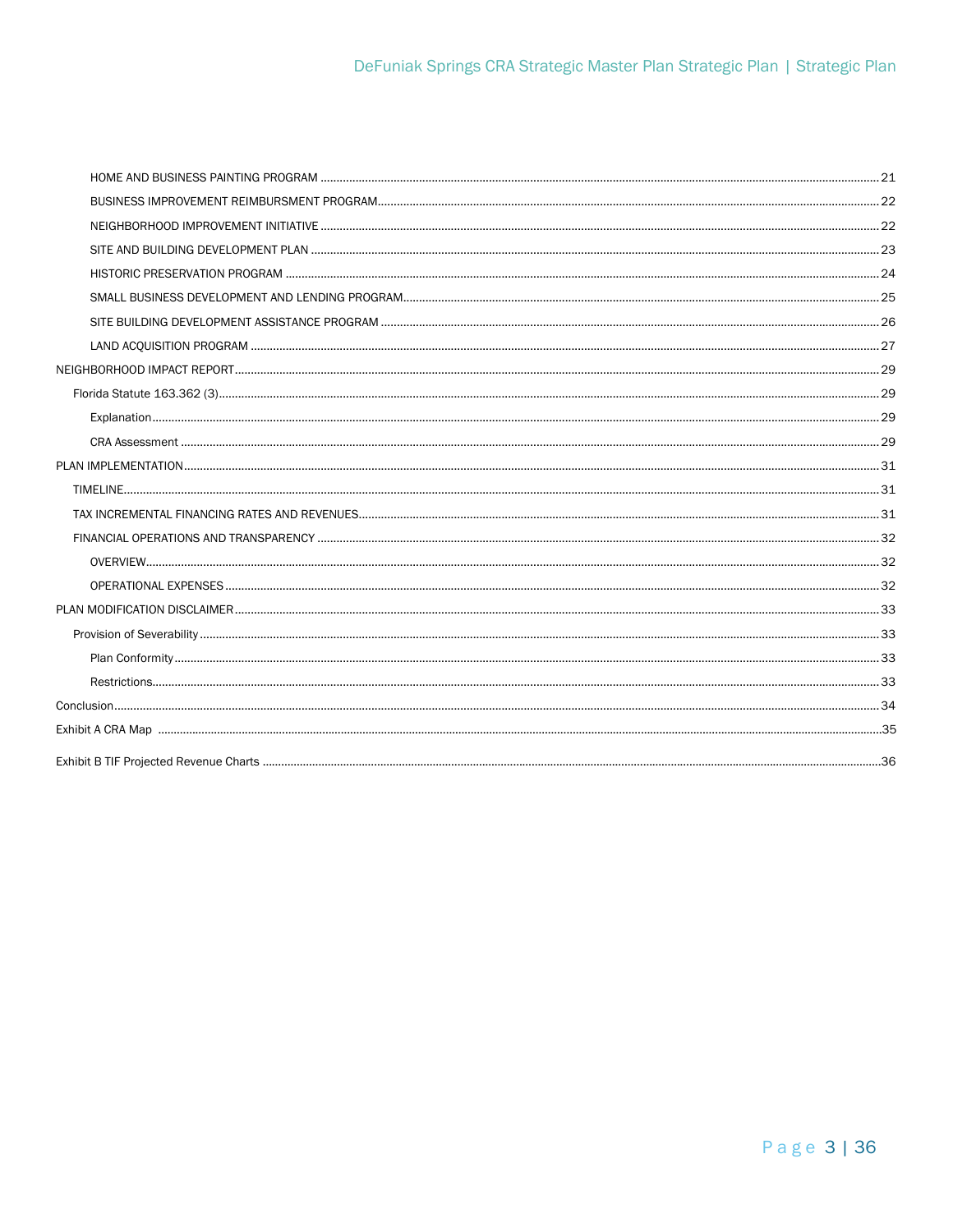HOME AND BUSINESS PAINTING PROGRAM ............................................................ 21

BUSINESS IMPROVEMENT REIMBURSMENT PROGRAM ............................................................ 22

NEIGHBORHOOD IMPROVEMENT INITIATIVE ............................................................ 22

SITE AND BUILDING DEVELOPMENT PLAN ............................................................ 23

HISTORIC PRESERVATION PROGRAM ............................................................ 24

SMALL BUSINESS DEVELOPMENT AND LENDING PROGRAM ............................................................ 25

SITE BUILDING DEVELOPMENT ASSISTANCE PROGRAM ............................................................ 26

LAND ACQUISITION PROGRAM ............................................................ 27

NEIGHBORHOOD IMPACT REPORT ............................................................ 29

Florida Statute 163.362 (3) ............................................................ 29

Explanation ............................................................ 29

CRA Assessment ............................................................ 29

PLAN IMPLEMENTATION ............................................................ 31

TIMELINE ............................................................ 31

TAX INCREMENTAL FINANCING RATES AND REVENUES ............................................................ 31

FINANCIAL OPERATIONS AND TRANSPARENCY ............................................................ 32

OVERVIEW ............................................................ 32

OPERATIONAL EXPENSES ............................................................ 32

PLAN MODIFICATION DISCLAIMER ............................................................ 33

Provision of Severability ............................................................ 33

Plan Conformity ............................................................ 33

Restrictions ............................................................ 33

Conclusion ............................................................ 34

Exhibit A CRA Map ............................................................ 35

Exhibit B TIF Projected Revenue Charts ............................................................ 36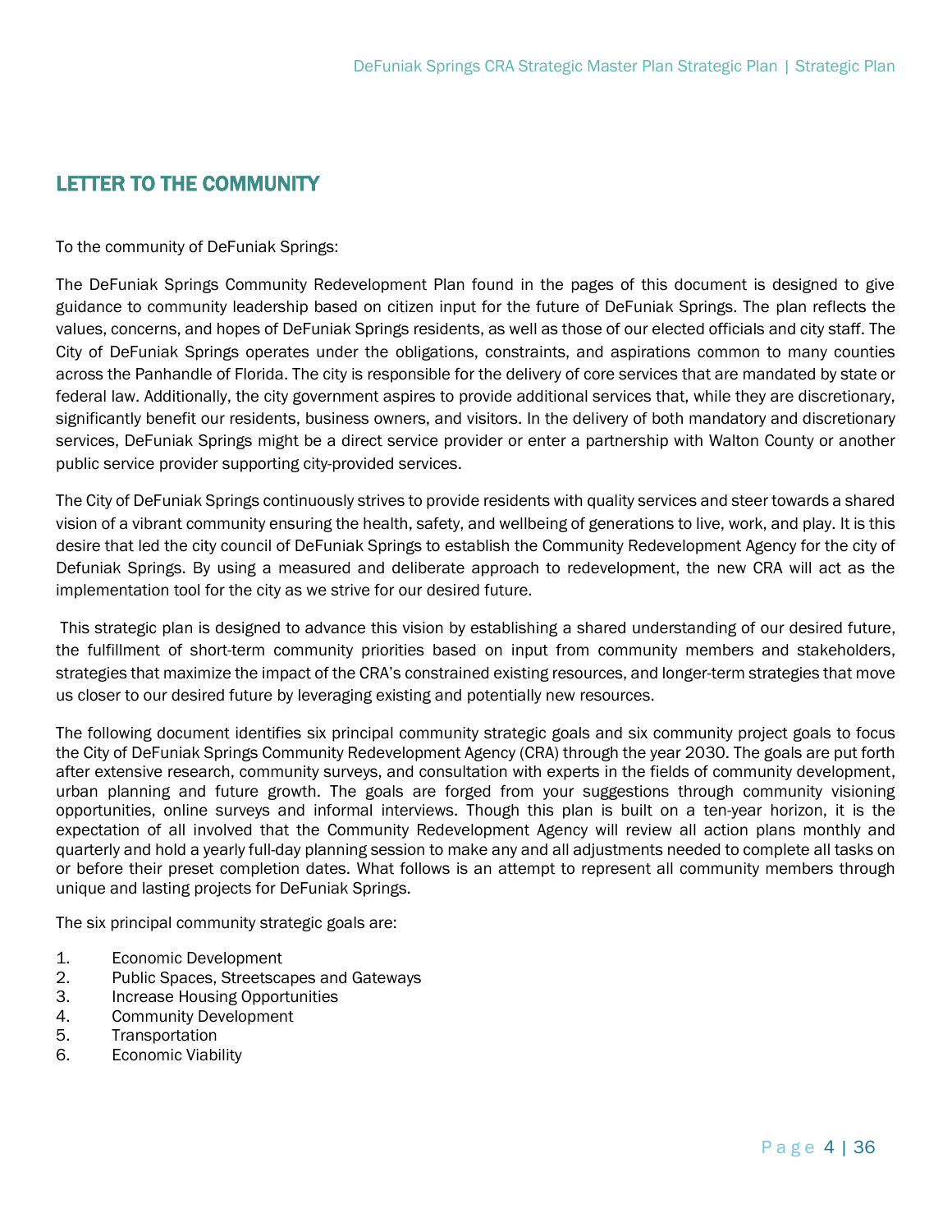## LETTER TO THE COMMUNITY

To the community of DeFuniak Springs:

The DeFuniak Springs Community Redevelopment Plan found in the pages of this document is designed to give guidance to community leadership based on citizen input for the future of DeFuniak Springs. The plan reflects the values, concerns, and hopes of DeFuniak Springs residents, as well as those of our elected officials and city staff. The City of DeFuniak Springs operates under the obligations, constraints, and aspirations common to many counties across the Panhandle of Florida. The city is responsible for the delivery of core services that are mandated by state or federal law. Additionally, the city government aspires to provide additional services that, while they are discretionary, significantly benefit our residents, business owners, and visitors. In the delivery of both mandatory and discretionary services, DeFuniak Springs might be a direct service provider or enter a partnership with Walton County or another public service provider supporting city-provided services.

The City of DeFuniak Springs continuously strives to provide residents with quality services and steer towards a shared vision of a vibrant community ensuring the health, safety, and wellbeing of generations to live, work, and play. It is this desire that led the city council of DeFuniak Springs to establish the Community Redevelopment Agency for the city of Defuniak Springs. By using a measured and deliberate approach to redevelopment, the new CRA will act as the implementation tool for the city as we strive for our desired future.

This strategic plan is designed to advance this vision by establishing a shared understanding of our desired future, the fulfillment of short-term community priorities based on input from community members and stakeholders, strategies that maximize the impact of the CRA's constrained existing resources, and longer-term strategies that move us closer to our desired future by leveraging existing and potentially new resources.

The following document identifies six principal community strategic goals and six community project goals to focus the City of DeFuniak Springs Community Redevelopment Agency (CRA) through the year 2030. The goals are put forth after extensive research, community surveys, and consultation with experts in the fields of community development, urban planning and future growth. The goals are forged from your suggestions through community visioning opportunities, online surveys and informal interviews. Though this plan is built on a ten-year horizon, it is the expectation of all involved that the Community Redevelopment Agency will review all action plans monthly and quarterly and hold a yearly full-day planning session to make any and all adjustments needed to complete all tasks on or before their preset completion dates. What follows is an attempt to represent all community members through unique and lasting projects for DeFuniak Springs.

The six principal community strategic goals are:

1. Economic Development
2. Public Spaces, Streetscapes and Gateways
3. Increase Housing Opportunities
4. Community Development
5. Transportation
6. Economic Viability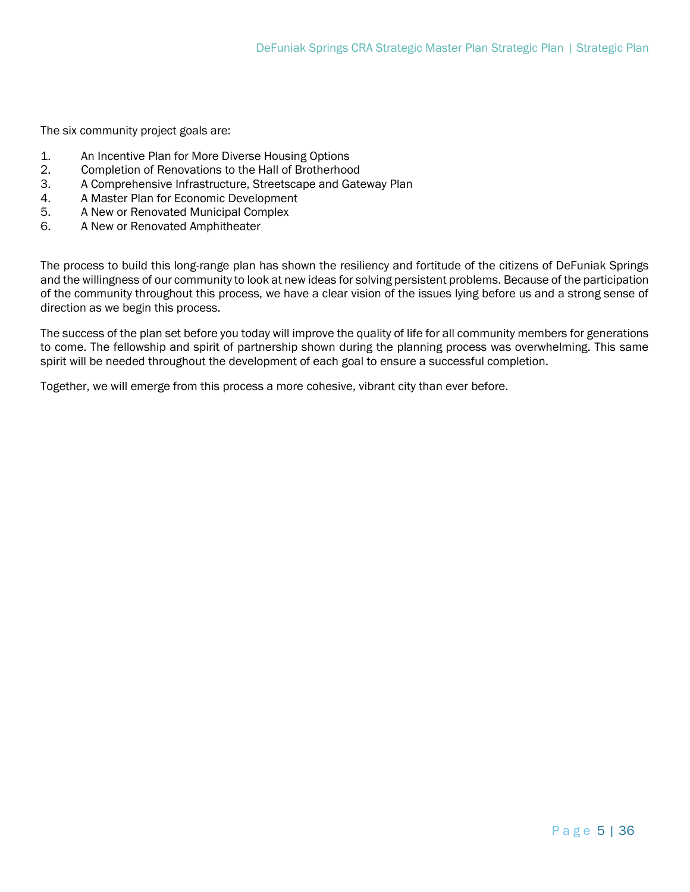The six community project goals are:

1. An Incentive Plan for More Diverse Housing Options
2. Completion of Renovations to the Hall of Brotherhood
3. A Comprehensive Infrastructure, Streetscape and Gateway Plan
4. A Master Plan for Economic Development
5. A New or Renovated Municipal Complex
6. A New or Renovated Amphitheater

The process to build this long-range plan has shown the resiliency and fortitude of the citizens of DeFuniak Springs and the willingness of our community to look at new ideas for solving persistent problems. Because of the participation of the community throughout this process, we have a clear vision of the issues lying before us and a strong sense of direction as we begin this process.

The success of the plan set before you today will improve the quality of life for all community members for generations to come. The fellowship and spirit of partnership shown during the planning process was overwhelming. This same spirit will be needed throughout the development of each goal to ensure a successful completion.

Together, we will emerge from this process a more cohesive, vibrant city than ever before.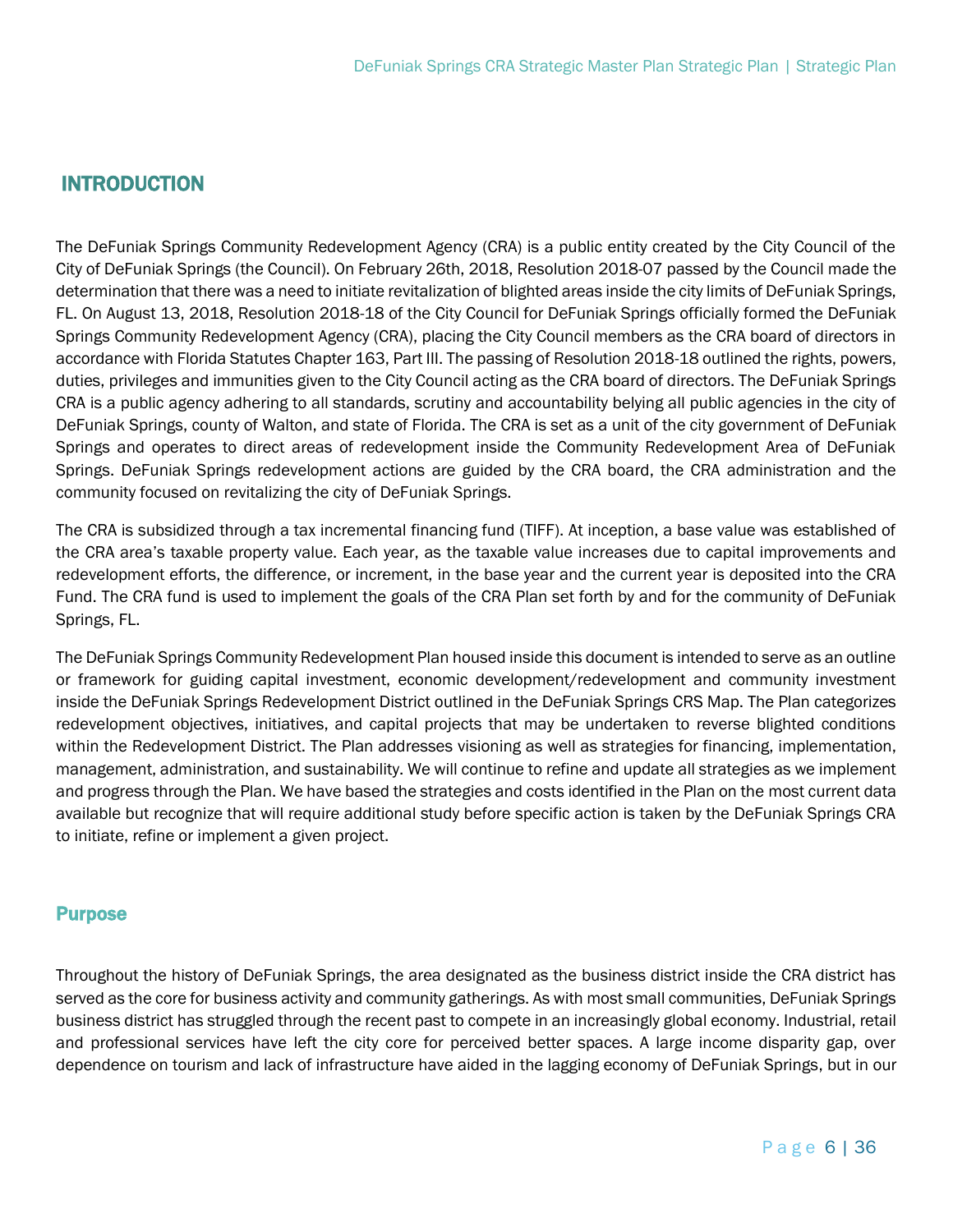# INTRODUCTION

The DeFuniak Springs Community Redevelopment Agency (CRA) is a public entity created by the City Council of the City of DeFuniak Springs (the Council). On February 26th, 2018, Resolution 2018-07 passed by the Council made the determination that there was a need to initiate revitalization of blighted areas inside the city limits of DeFuniak Springs, FL. On August 13, 2018, Resolution 2018-18 of the City Council for DeFuniak Springs officially formed the DeFuniak Springs Community Redevelopment Agency (CRA), placing the City Council members as the CRA board of directors in accordance with Florida Statutes Chapter 163, Part III. The passing of Resolution 2018-18 outlined the rights, powers, duties, privileges and immunities given to the City Council acting as the CRA board of directors. The DeFuniak Springs CRA is a public agency adhering to all standards, scrutiny and accountability belying all public agencies in the city of DeFuniak Springs, county of Walton, and state of Florida. The CRA is set as a unit of the city government of DeFuniak Springs and operates to direct areas of redevelopment inside the Community Redevelopment Area of DeFuniak Springs. DeFuniak Springs redevelopment actions are guided by the CRA board, the CRA administration and the community focused on revitalizing the city of DeFuniak Springs.

The CRA is subsidized through a tax incremental financing fund (TIFF). At inception, a base value was established of the CRA area's taxable property value. Each year, as the taxable value increases due to capital improvements and redevelopment efforts, the difference, or increment, in the base year and the current year is deposited into the CRA Fund. The CRA fund is used to implement the goals of the CRA Plan set forth by and for the community of DeFuniak Springs, FL.

The DeFuniak Springs Community Redevelopment Plan housed inside this document is intended to serve as an outline or framework for guiding capital investment, economic development/redevelopment and community investment inside the DeFuniak Springs Redevelopment District outlined in the DeFuniak Springs CRS Map. The Plan categorizes redevelopment objectives, initiatives, and capital projects that may be undertaken to reverse blighted conditions within the Redevelopment District. The Plan addresses visioning as well as strategies for financing, implementation, management, administration, and sustainability. We will continue to refine and update all strategies as we implement and progress through the Plan. We have based the strategies and costs identified in the Plan on the most current data available but recognize that will require additional study before specific action is taken by the DeFuniak Springs CRA to initiate, refine or implement a given project.

## Purpose

Throughout the history of DeFuniak Springs, the area designated as the business district inside the CRA district has served as the core for business activity and community gatherings. As with most small communities, DeFuniak Springs business district has struggled through the recent past to compete in an increasingly global economy. Industrial, retail and professional services have left the city core for perceived better spaces. A large income disparity gap, over dependence on tourism and lack of infrastructure have aided in the lagging economy of DeFuniak Springs, but in our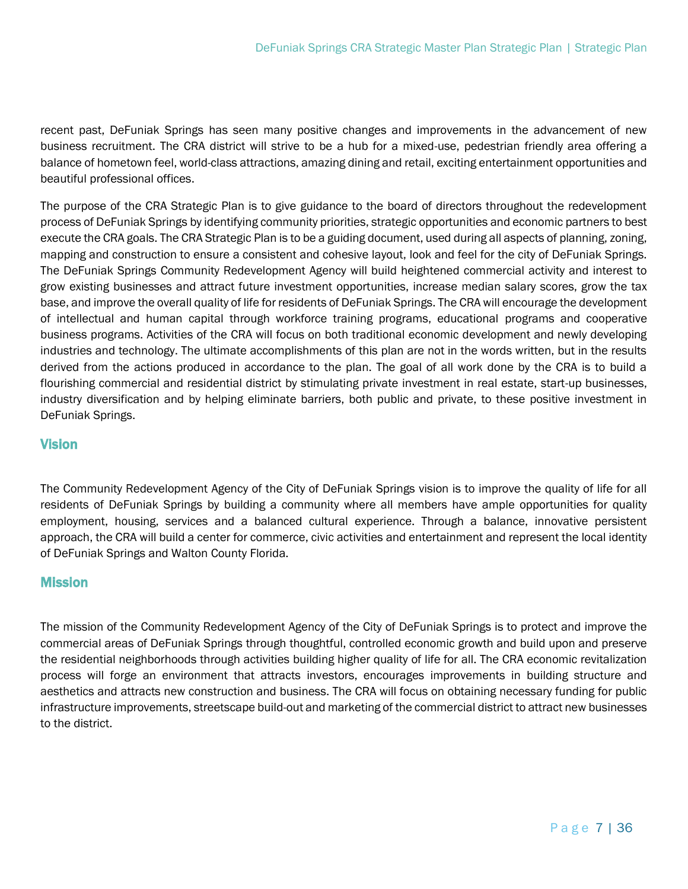recent past, DeFuniak Springs has seen many positive changes and improvements in the advancement of new business recruitment. The CRA district will strive to be a hub for a mixed-use, pedestrian friendly area offering a balance of hometown feel, world-class attractions, amazing dining and retail, exciting entertainment opportunities and beautiful professional offices.

The purpose of the CRA Strategic Plan is to give guidance to the board of directors throughout the redevelopment process of DeFuniak Springs by identifying community priorities, strategic opportunities and economic partners to best execute the CRA goals. The CRA Strategic Plan is to be a guiding document, used during all aspects of planning, zoning, mapping and construction to ensure a consistent and cohesive layout, look and feel for the city of DeFuniak Springs. The DeFuniak Springs Community Redevelopment Agency will build heightened commercial activity and interest to grow existing businesses and attract future investment opportunities, increase median salary scores, grow the tax base, and improve the overall quality of life for residents of DeFuniak Springs. The CRA will encourage the development of intellectual and human capital through workforce training programs, educational programs and cooperative business programs. Activities of the CRA will focus on both traditional economic development and newly developing industries and technology. The ultimate accomplishments of this plan are not in the words written, but in the results derived from the actions produced in accordance to the plan. The goal of all work done by the CRA is to build a flourishing commercial and residential district by stimulating private investment in real estate, start-up businesses, industry diversification and by helping eliminate barriers, both public and private, to these positive investment in DeFuniak Springs.

## Vision

The Community Redevelopment Agency of the City of DeFuniak Springs vision is to improve the quality of life for all residents of DeFuniak Springs by building a community where all members have ample opportunities for quality employment, housing, services and a balanced cultural experience. Through a balance, innovative persistent approach, the CRA will build a center for commerce, civic activities and entertainment and represent the local identity of DeFuniak Springs and Walton County Florida.

## Mission

The mission of the Community Redevelopment Agency of the City of DeFuniak Springs is to protect and improve the commercial areas of DeFuniak Springs through thoughtful, controlled economic growth and build upon and preserve the residential neighborhoods through activities building higher quality of life for all. The CRA economic revitalization process will forge an environment that attracts investors, encourages improvements in building structure and aesthetics and attracts new construction and business. The CRA will focus on obtaining necessary funding for public infrastructure improvements, streetscape build-out and marketing of the commercial district to attract new businesses to the district.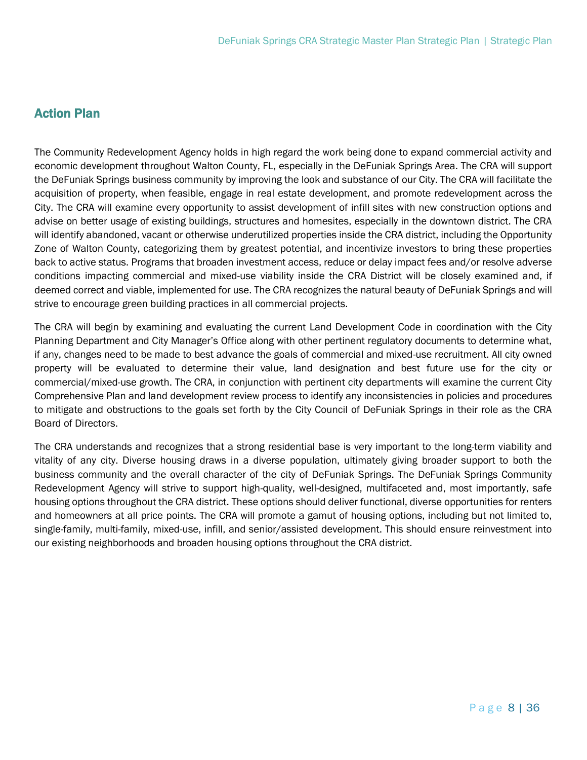## Action Plan

The Community Redevelopment Agency holds in high regard the work being done to expand commercial activity and economic development throughout Walton County, FL, especially in the DeFuniak Springs Area. The CRA will support the DeFuniak Springs business community by improving the look and substance of our City. The CRA will facilitate the acquisition of property, when feasible, engage in real estate development, and promote redevelopment across the City. The CRA will examine every opportunity to assist development of infill sites with new construction options and advise on better usage of existing buildings, structures and homesites, especially in the downtown district. The CRA will identify abandoned, vacant or otherwise underutilized properties inside the CRA district, including the Opportunity Zone of Walton County, categorizing them by greatest potential, and incentivize investors to bring these properties back to active status. Programs that broaden investment access, reduce or delay impact fees and/or resolve adverse conditions impacting commercial and mixed-use viability inside the CRA District will be closely examined and, if deemed correct and viable, implemented for use. The CRA recognizes the natural beauty of DeFuniak Springs and will strive to encourage green building practices in all commercial projects.

The CRA will begin by examining and evaluating the current Land Development Code in coordination with the City Planning Department and City Manager's Office along with other pertinent regulatory documents to determine what, if any, changes need to be made to best advance the goals of commercial and mixed-use recruitment. All city owned property will be evaluated to determine their value, land designation and best future use for the city or commercial/mixed-use growth. The CRA, in conjunction with pertinent city departments will examine the current City Comprehensive Plan and land development review process to identify any inconsistencies in policies and procedures to mitigate and obstructions to the goals set forth by the City Council of DeFuniak Springs in their role as the CRA Board of Directors.

The CRA understands and recognizes that a strong residential base is very important to the long-term viability and vitality of any city. Diverse housing draws in a diverse population, ultimately giving broader support to both the business community and the overall character of the city of DeFuniak Springs. The DeFuniak Springs Community Redevelopment Agency will strive to support high-quality, well-designed, multifaceted and, most importantly, safe housing options throughout the CRA district. These options should deliver functional, diverse opportunities for renters and homeowners at all price points. The CRA will promote a gamut of housing options, including but not limited to, single-family, multi-family, mixed-use, infill, and senior/assisted development. This should ensure reinvestment into our existing neighborhoods and broaden housing options throughout the CRA district.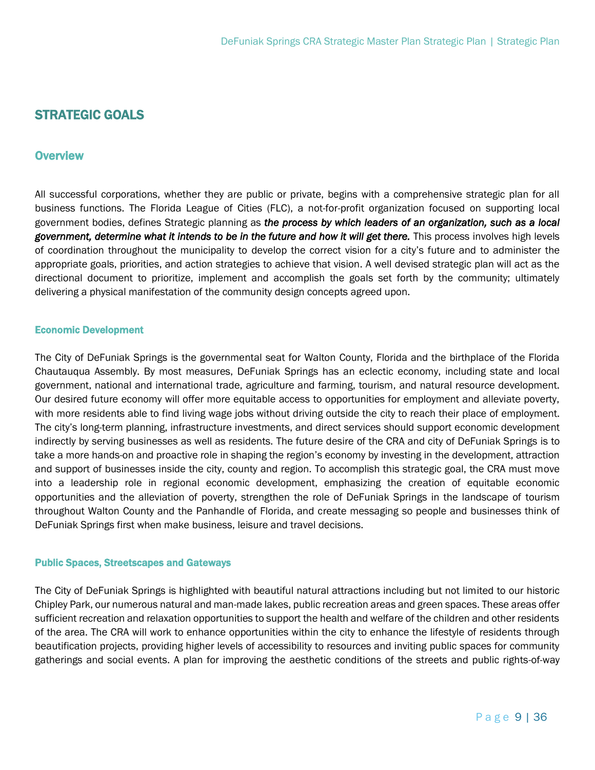## STRATEGIC GOALS

### Overview

All successful corporations, whether they are public or private, begins with a comprehensive strategic plan for all business functions. The Florida League of Cities (FLC), a not-for-profit organization focused on supporting local government bodies, defines Strategic planning as ***the process by which leaders of an organization, such as a local government, determine what it intends to be in the future and how it will get there.*** This process involves high levels of coordination throughout the municipality to develop the correct vision for a city's future and to administer the appropriate goals, priorities, and action strategies to achieve that vision. A well devised strategic plan will act as the directional document to prioritize, implement and accomplish the goals set forth by the community; ultimately delivering a physical manifestation of the community design concepts agreed upon.

#### Economic Development

The City of DeFuniak Springs is the governmental seat for Walton County, Florida and the birthplace of the Florida Chautauqua Assembly. By most measures, DeFuniak Springs has an eclectic economy, including state and local government, national and international trade, agriculture and farming, tourism, and natural resource development. Our desired future economy will offer more equitable access to opportunities for employment and alleviate poverty, with more residents able to find living wage jobs without driving outside the city to reach their place of employment. The city's long-term planning, infrastructure investments, and direct services should support economic development indirectly by serving businesses as well as residents. The future desire of the CRA and city of DeFuniak Springs is to take a more hands-on and proactive role in shaping the region's economy by investing in the development, attraction and support of businesses inside the city, county and region. To accomplish this strategic goal, the CRA must move into a leadership role in regional economic development, emphasizing the creation of equitable economic opportunities and the alleviation of poverty, strengthen the role of DeFuniak Springs in the landscape of tourism throughout Walton County and the Panhandle of Florida, and create messaging so people and businesses think of DeFuniak Springs first when make business, leisure and travel decisions.

#### Public Spaces, Streetscapes and Gateways

The City of DeFuniak Springs is highlighted with beautiful natural attractions including but not limited to our historic Chipley Park, our numerous natural and man-made lakes, public recreation areas and green spaces. These areas offer sufficient recreation and relaxation opportunities to support the health and welfare of the children and other residents of the area. The CRA will work to enhance opportunities within the city to enhance the lifestyle of residents through beautification projects, providing higher levels of accessibility to resources and inviting public spaces for community gatherings and social events. A plan for improving the aesthetic conditions of the streets and public rights-of-way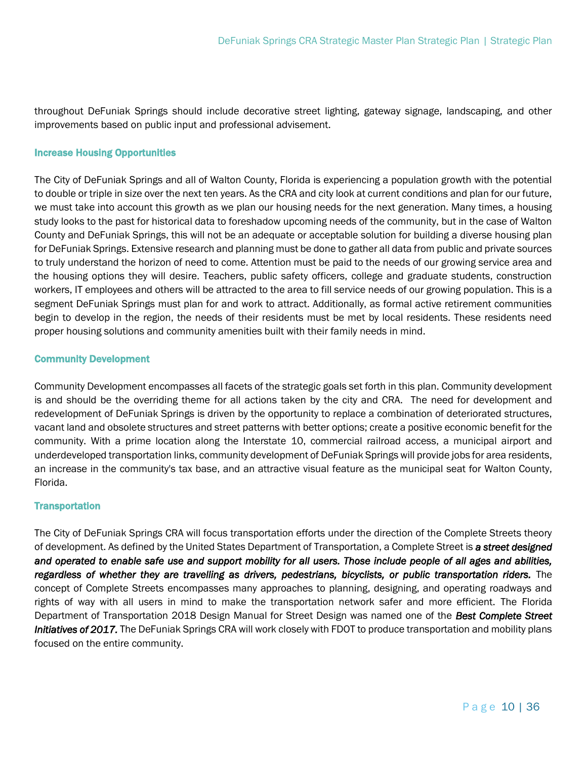throughout DeFuniak Springs should include decorative street lighting, gateway signage, landscaping, and other improvements based on public input and professional advisement.

### Increase Housing Opportunities

The City of DeFuniak Springs and all of Walton County, Florida is experiencing a population growth with the potential to double or triple in size over the next ten years. As the CRA and city look at current conditions and plan for our future, we must take into account this growth as we plan our housing needs for the next generation. Many times, a housing study looks to the past for historical data to foreshadow upcoming needs of the community, but in the case of Walton County and DeFuniak Springs, this will not be an adequate or acceptable solution for building a diverse housing plan for DeFuniak Springs. Extensive research and planning must be done to gather all data from public and private sources to truly understand the horizon of need to come. Attention must be paid to the needs of our growing service area and the housing options they will desire. Teachers, public safety officers, college and graduate students, construction workers, IT employees and others will be attracted to the area to fill service needs of our growing population. This is a segment DeFuniak Springs must plan for and work to attract. Additionally, as formal active retirement communities begin to develop in the region, the needs of their residents must be met by local residents. These residents need proper housing solutions and community amenities built with their family needs in mind.

### Community Development

Community Development encompasses all facets of the strategic goals set forth in this plan. Community development is and should be the overriding theme for all actions taken by the city and CRA. The need for development and redevelopment of DeFuniak Springs is driven by the opportunity to replace a combination of deteriorated structures, vacant land and obsolete structures and street patterns with better options; create a positive economic benefit for the community. With a prime location along the Interstate 10, commercial railroad access, a municipal airport and underdeveloped transportation links, community development of DeFuniak Springs will provide jobs for area residents, an increase in the community's tax base, and an attractive visual feature as the municipal seat for Walton County, Florida.

### Transportation

The City of DeFuniak Springs CRA will focus transportation efforts under the direction of the Complete Streets theory of development. As defined by the United States Department of Transportation, a Complete Street is ***a street designed and operated to enable safe use and support mobility for all users. Those include people of all ages and abilities, regardless of whether they are travelling as drivers, pedestrians, bicyclists, or public transportation riders.*** The concept of Complete Streets encompasses many approaches to planning, designing, and operating roadways and rights of way with all users in mind to make the transportation network safer and more efficient. The Florida Department of Transportation 2018 Design Manual for Street Design was named one of the ***Best Complete Street Initiatives of 2017.*** The DeFuniak Springs CRA will work closely with FDOT to produce transportation and mobility plans focused on the entire community.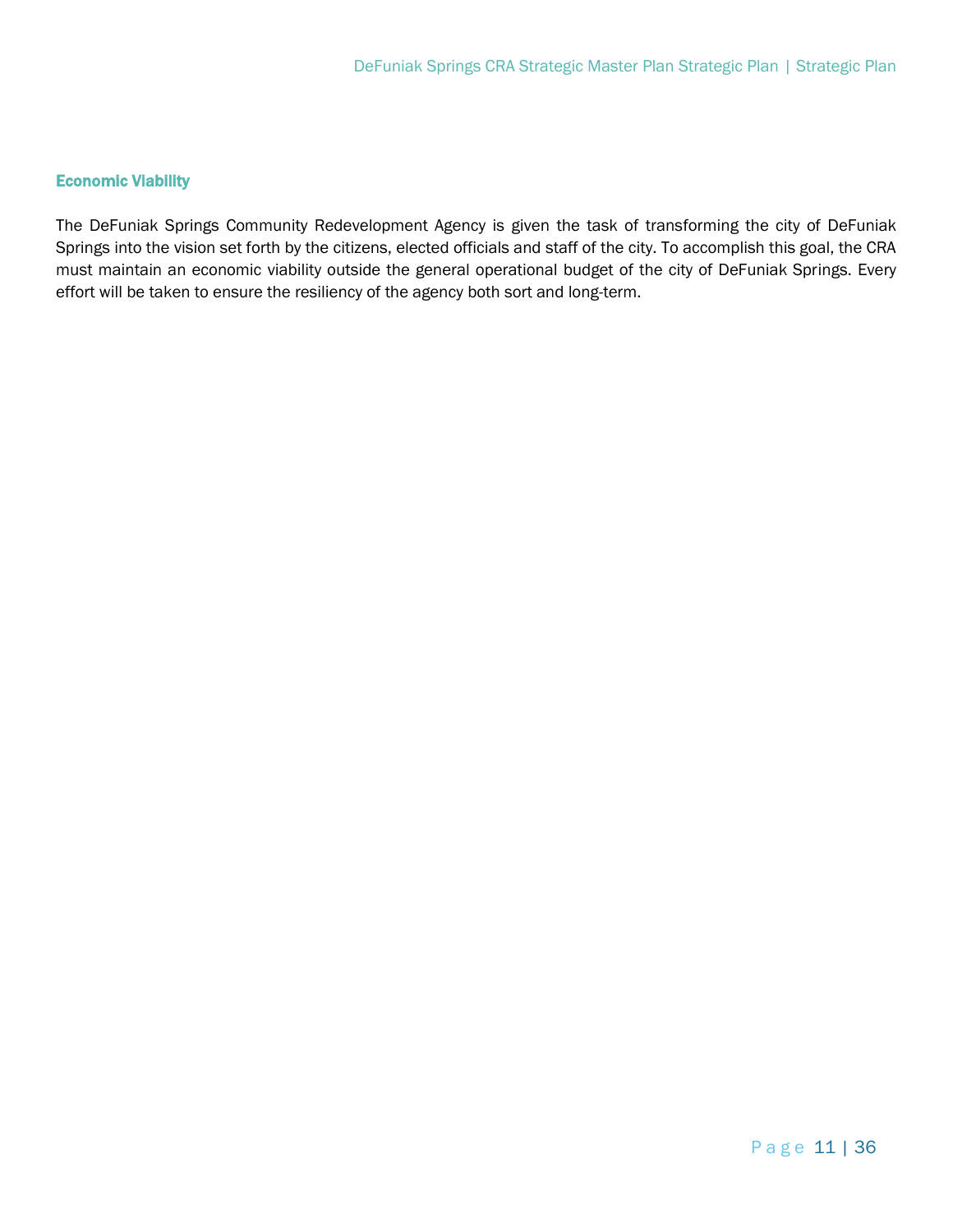### Economic Viability

The DeFuniak Springs Community Redevelopment Agency is given the task of transforming the city of DeFuniak Springs into the vision set forth by the citizens, elected officials and staff of the city. To accomplish this goal, the CRA must maintain an economic viability outside the general operational budget of the city of DeFuniak Springs. Every effort will be taken to ensure the resiliency of the agency both sort and long-term.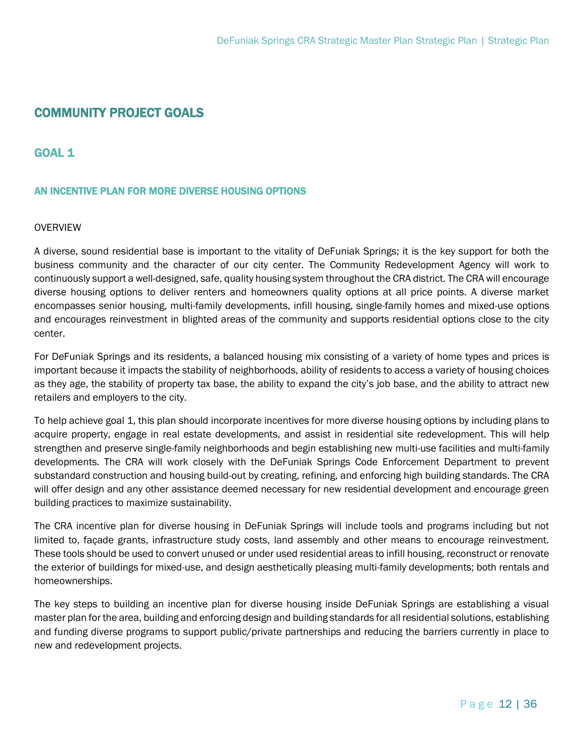# COMMUNITY PROJECT GOALS

## GOAL 1

### AN INCENTIVE PLAN FOR MORE DIVERSE HOUSING OPTIONS

OVERVIEW

A diverse, sound residential base is important to the vitality of DeFuniak Springs; it is the key support for both the business community and the character of our city center. The Community Redevelopment Agency will work to continuously support a well-designed, safe, quality housing system throughout the CRA district. The CRA will encourage diverse housing options to deliver renters and homeowners quality options at all price points. A diverse market encompasses senior housing, multi-family developments, infill housing, single-family homes and mixed-use options and encourages reinvestment in blighted areas of the community and supports residential options close to the city center.

For DeFuniak Springs and its residents, a balanced housing mix consisting of a variety of home types and prices is important because it impacts the stability of neighborhoods, ability of residents to access a variety of housing choices as they age, the stability of property tax base, the ability to expand the city's job base, and the ability to attract new retailers and employers to the city.

To help achieve goal 1, this plan should incorporate incentives for more diverse housing options by including plans to acquire property, engage in real estate developments, and assist in residential site redevelopment. This will help strengthen and preserve single-family neighborhoods and begin establishing new multi-use facilities and multi-family developments. The CRA will work closely with the DeFuniak Springs Code Enforcement Department to prevent substandard construction and housing build-out by creating, refining, and enforcing high building standards. The CRA will offer design and any other assistance deemed necessary for new residential development and encourage green building practices to maximize sustainability.

The CRA incentive plan for diverse housing in DeFuniak Springs will include tools and programs including but not limited to, façade grants, infrastructure study costs, land assembly and other means to encourage reinvestment. These tools should be used to convert unused or under used residential areas to infill housing, reconstruct or renovate the exterior of buildings for mixed-use, and design aesthetically pleasing multi-family developments; both rentals and homeownerships.

The key steps to building an incentive plan for diverse housing inside DeFuniak Springs are establishing a visual master plan for the area, building and enforcing design and building standards for all residential solutions, establishing and funding diverse programs to support public/private partnerships and reducing the barriers currently in place to new and redevelopment projects.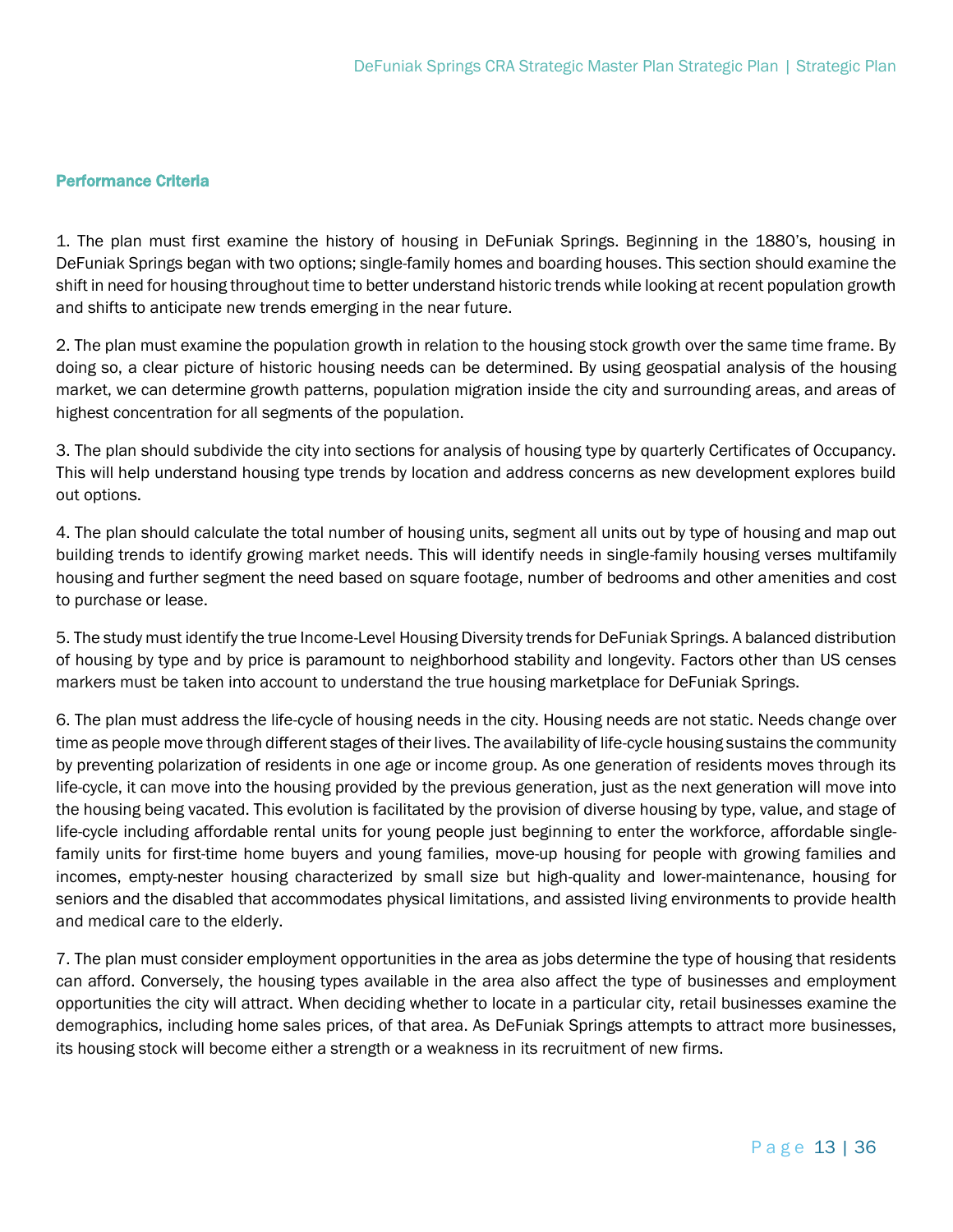### Performance Criteria

1. The plan must first examine the history of housing in DeFuniak Springs. Beginning in the 1880's, housing in DeFuniak Springs began with two options; single-family homes and boarding houses. This section should examine the shift in need for housing throughout time to better understand historic trends while looking at recent population growth and shifts to anticipate new trends emerging in the near future.

2. The plan must examine the population growth in relation to the housing stock growth over the same time frame. By doing so, a clear picture of historic housing needs can be determined. By using geospatial analysis of the housing market, we can determine growth patterns, population migration inside the city and surrounding areas, and areas of highest concentration for all segments of the population.

3. The plan should subdivide the city into sections for analysis of housing type by quarterly Certificates of Occupancy. This will help understand housing type trends by location and address concerns as new development explores build out options.

4. The plan should calculate the total number of housing units, segment all units out by type of housing and map out building trends to identify growing market needs. This will identify needs in single-family housing verses multifamily housing and further segment the need based on square footage, number of bedrooms and other amenities and cost to purchase or lease.

5. The study must identify the true Income-Level Housing Diversity trends for DeFuniak Springs. A balanced distribution of housing by type and by price is paramount to neighborhood stability and longevity. Factors other than US censes markers must be taken into account to understand the true housing marketplace for DeFuniak Springs.

6. The plan must address the life-cycle of housing needs in the city. Housing needs are not static. Needs change over time as people move through different stages of their lives. The availability of life-cycle housing sustains the community by preventing polarization of residents in one age or income group. As one generation of residents moves through its life-cycle, it can move into the housing provided by the previous generation, just as the next generation will move into the housing being vacated. This evolution is facilitated by the provision of diverse housing by type, value, and stage of life-cycle including affordable rental units for young people just beginning to enter the workforce, affordable single-family units for first-time home buyers and young families, move-up housing for people with growing families and incomes, empty-nester housing characterized by small size but high-quality and lower-maintenance, housing for seniors and the disabled that accommodates physical limitations, and assisted living environments to provide health and medical care to the elderly.

7. The plan must consider employment opportunities in the area as jobs determine the type of housing that residents can afford. Conversely, the housing types available in the area also affect the type of businesses and employment opportunities the city will attract. When deciding whether to locate in a particular city, retail businesses examine the demographics, including home sales prices, of that area. As DeFuniak Springs attempts to attract more businesses, its housing stock will become either a strength or a weakness in its recruitment of new firms.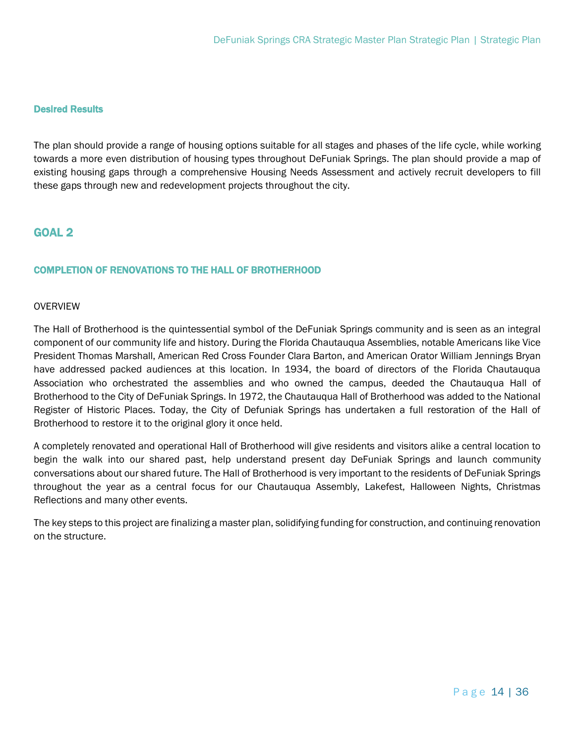### Desired Results

The plan should provide a range of housing options suitable for all stages and phases of the life cycle, while working towards a more even distribution of housing types throughout DeFuniak Springs. The plan should provide a map of existing housing gaps through a comprehensive Housing Needs Assessment and actively recruit developers to fill these gaps through new and redevelopment projects throughout the city.

## GOAL 2

### COMPLETION OF RENOVATIONS TO THE HALL OF BROTHERHOOD

OVERVIEW

The Hall of Brotherhood is the quintessential symbol of the DeFuniak Springs community and is seen as an integral component of our community life and history. During the Florida Chautauqua Assemblies, notable Americans like Vice President Thomas Marshall, American Red Cross Founder Clara Barton, and American Orator William Jennings Bryan have addressed packed audiences at this location. In 1934, the board of directors of the Florida Chautauqua Association who orchestrated the assemblies and who owned the campus, deeded the Chautauqua Hall of Brotherhood to the City of DeFuniak Springs. In 1972, the Chautauqua Hall of Brotherhood was added to the National Register of Historic Places. Today, the City of Defuniak Springs has undertaken a full restoration of the Hall of Brotherhood to restore it to the original glory it once held.

A completely renovated and operational Hall of Brotherhood will give residents and visitors alike a central location to begin the walk into our shared past, help understand present day DeFuniak Springs and launch community conversations about our shared future. The Hall of Brotherhood is very important to the residents of DeFuniak Springs throughout the year as a central focus for our Chautauqua Assembly, Lakefest, Halloween Nights, Christmas Reflections and many other events.

The key steps to this project are finalizing a master plan, solidifying funding for construction, and continuing renovation on the structure.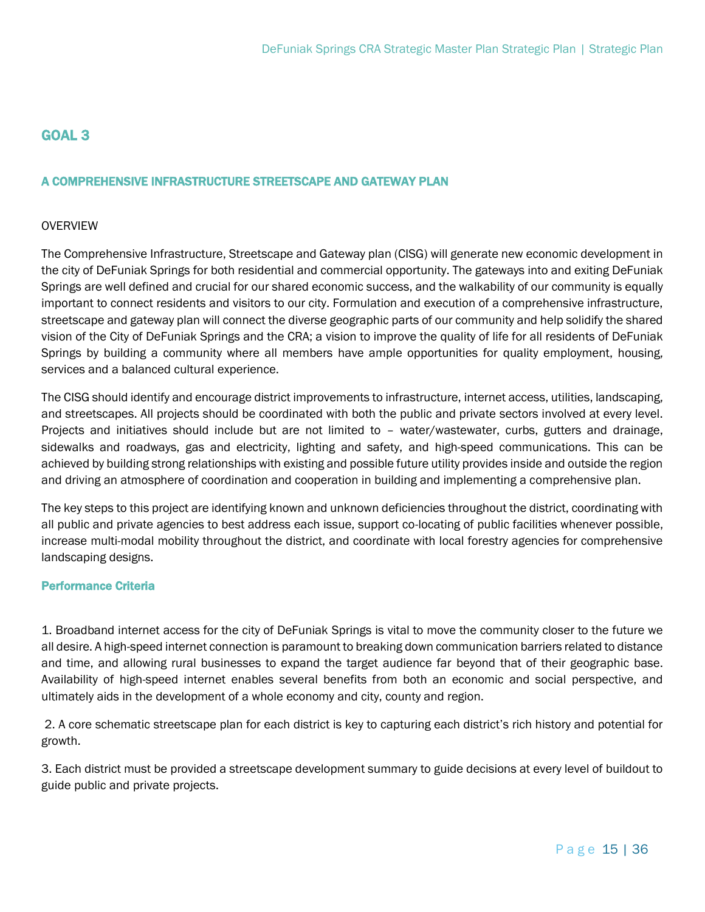## GOAL 3

### A COMPREHENSIVE INFRASTRUCTURE STREETSCAPE AND GATEWAY PLAN

OVERVIEW

The Comprehensive Infrastructure, Streetscape and Gateway plan (CISG) will generate new economic development in the city of DeFuniak Springs for both residential and commercial opportunity. The gateways into and exiting DeFuniak Springs are well defined and crucial for our shared economic success, and the walkability of our community is equally important to connect residents and visitors to our city. Formulation and execution of a comprehensive infrastructure, streetscape and gateway plan will connect the diverse geographic parts of our community and help solidify the shared vision of the City of DeFuniak Springs and the CRA; a vision to improve the quality of life for all residents of DeFuniak Springs by building a community where all members have ample opportunities for quality employment, housing, services and a balanced cultural experience.

The CISG should identify and encourage district improvements to infrastructure, internet access, utilities, landscaping, and streetscapes. All projects should be coordinated with both the public and private sectors involved at every level. Projects and initiatives should include but are not limited to – water/wastewater, curbs, gutters and drainage, sidewalks and roadways, gas and electricity, lighting and safety, and high-speed communications. This can be achieved by building strong relationships with existing and possible future utility provides inside and outside the region and driving an atmosphere of coordination and cooperation in building and implementing a comprehensive plan.

The key steps to this project are identifying known and unknown deficiencies throughout the district, coordinating with all public and private agencies to best address each issue, support co-locating of public facilities whenever possible, increase multi-modal mobility throughout the district, and coordinate with local forestry agencies for comprehensive landscaping designs.

#### Performance Criteria

1. Broadband internet access for the city of DeFuniak Springs is vital to move the community closer to the future we all desire. A high-speed internet connection is paramount to breaking down communication barriers related to distance and time, and allowing rural businesses to expand the target audience far beyond that of their geographic base. Availability of high-speed internet enables several benefits from both an economic and social perspective, and ultimately aids in the development of a whole economy and city, county and region.

2. A core schematic streetscape plan for each district is key to capturing each district's rich history and potential for growth.

3. Each district must be provided a streetscape development summary to guide decisions at every level of buildout to guide public and private projects.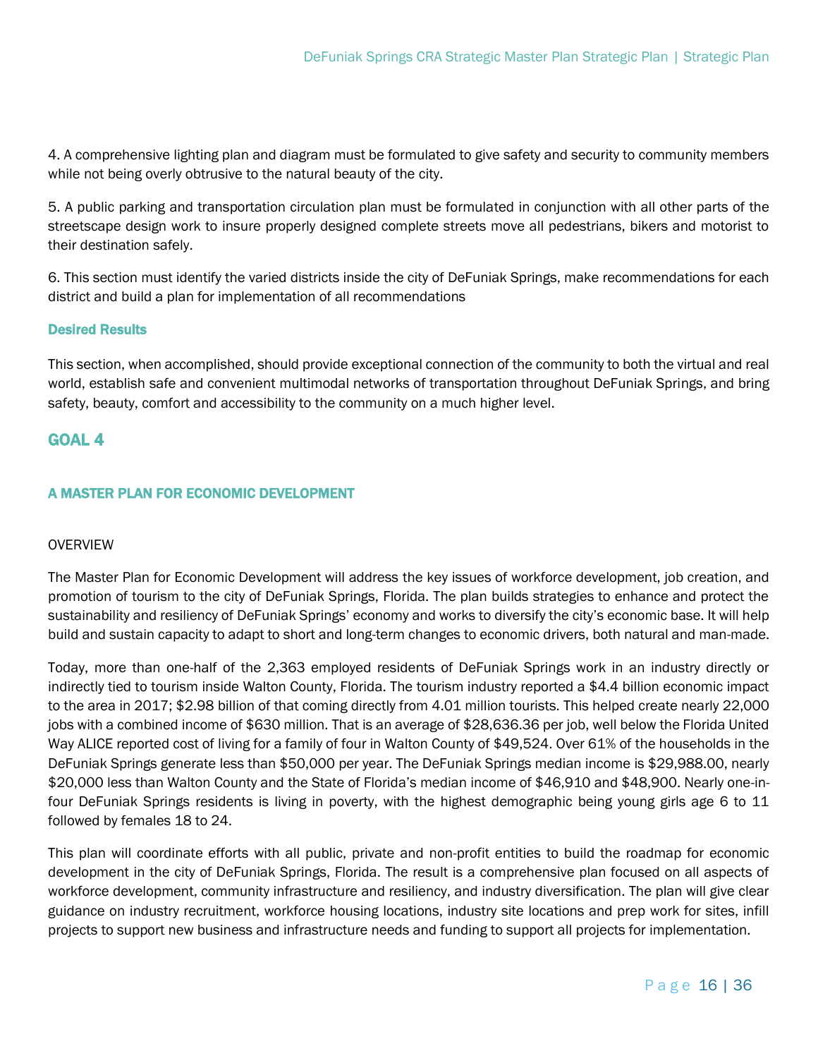4. A comprehensive lighting plan and diagram must be formulated to give safety and security to community members while not being overly obtrusive to the natural beauty of the city.

5. A public parking and transportation circulation plan must be formulated in conjunction with all other parts of the streetscape design work to insure properly designed complete streets move all pedestrians, bikers and motorist to their destination safely.

6. This section must identify the varied districts inside the city of DeFuniak Springs, make recommendations for each district and build a plan for implementation of all recommendations

### Desired Results

This section, when accomplished, should provide exceptional connection of the community to both the virtual and real world, establish safe and convenient multimodal networks of transportation throughout DeFuniak Springs, and bring safety, beauty, comfort and accessibility to the community on a much higher level.

## GOAL 4

### A MASTER PLAN FOR ECONOMIC DEVELOPMENT

OVERVIEW

The Master Plan for Economic Development will address the key issues of workforce development, job creation, and promotion of tourism to the city of DeFuniak Springs, Florida. The plan builds strategies to enhance and protect the sustainability and resiliency of DeFuniak Springs' economy and works to diversify the city's economic base. It will help build and sustain capacity to adapt to short and long-term changes to economic drivers, both natural and man-made.

Today, more than one-half of the 2,363 employed residents of DeFuniak Springs work in an industry directly or indirectly tied to tourism inside Walton County, Florida. The tourism industry reported a $4.4 billion economic impact to the area in 2017; $2.98 billion of that coming directly from 4.01 million tourists. This helped create nearly 22,000 jobs with a combined income of $630 million. That is an average of $28,636.36 per job, well below the Florida United Way ALICE reported cost of living for a family of four in Walton County of $49,524. Over 61% of the households in the DeFuniak Springs generate less than $50,000 per year. The DeFuniak Springs median income is $29,988.00, nearly $20,000 less than Walton County and the State of Florida's median income of $46,910 and $48,900. Nearly one-in-four DeFuniak Springs residents is living in poverty, with the highest demographic being young girls age 6 to 11 followed by females 18 to 24.

This plan will coordinate efforts with all public, private and non-profit entities to build the roadmap for economic development in the city of DeFuniak Springs, Florida. The result is a comprehensive plan focused on all aspects of workforce development, community infrastructure and resiliency, and industry diversification. The plan will give clear guidance on industry recruitment, workforce housing locations, industry site locations and prep work for sites, infill projects to support new business and infrastructure needs and funding to support all projects for implementation.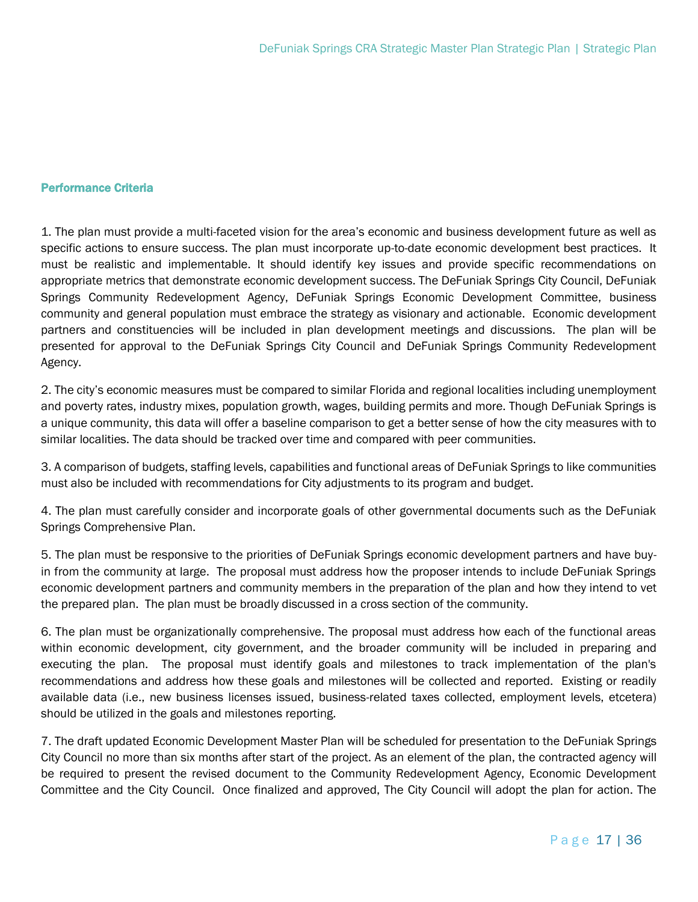## Performance Criteria

1. The plan must provide a multi-faceted vision for the area's economic and business development future as well as specific actions to ensure success. The plan must incorporate up-to-date economic development best practices. It must be realistic and implementable. It should identify key issues and provide specific recommendations on appropriate metrics that demonstrate economic development success. The DeFuniak Springs City Council, DeFuniak Springs Community Redevelopment Agency, DeFuniak Springs Economic Development Committee, business community and general population must embrace the strategy as visionary and actionable. Economic development partners and constituencies will be included in plan development meetings and discussions. The plan will be presented for approval to the DeFuniak Springs City Council and DeFuniak Springs Community Redevelopment Agency.

2. The city's economic measures must be compared to similar Florida and regional localities including unemployment and poverty rates, industry mixes, population growth, wages, building permits and more. Though DeFuniak Springs is a unique community, this data will offer a baseline comparison to get a better sense of how the city measures with to similar localities. The data should be tracked over time and compared with peer communities.

3. A comparison of budgets, staffing levels, capabilities and functional areas of DeFuniak Springs to like communities must also be included with recommendations for City adjustments to its program and budget.

4. The plan must carefully consider and incorporate goals of other governmental documents such as the DeFuniak Springs Comprehensive Plan.

5. The plan must be responsive to the priorities of DeFuniak Springs economic development partners and have buy-in from the community at large. The proposal must address how the proposer intends to include DeFuniak Springs economic development partners and community members in the preparation of the plan and how they intend to vet the prepared plan. The plan must be broadly discussed in a cross section of the community.

6. The plan must be organizationally comprehensive. The proposal must address how each of the functional areas within economic development, city government, and the broader community will be included in preparing and executing the plan. The proposal must identify goals and milestones to track implementation of the plan's recommendations and address how these goals and milestones will be collected and reported. Existing or readily available data (i.e., new business licenses issued, business-related taxes collected, employment levels, etcetera) should be utilized in the goals and milestones reporting.

7. The draft updated Economic Development Master Plan will be scheduled for presentation to the DeFuniak Springs City Council no more than six months after start of the project. As an element of the plan, the contracted agency will be required to present the revised document to the Community Redevelopment Agency, Economic Development Committee and the City Council. Once finalized and approved, The City Council will adopt the plan for action. The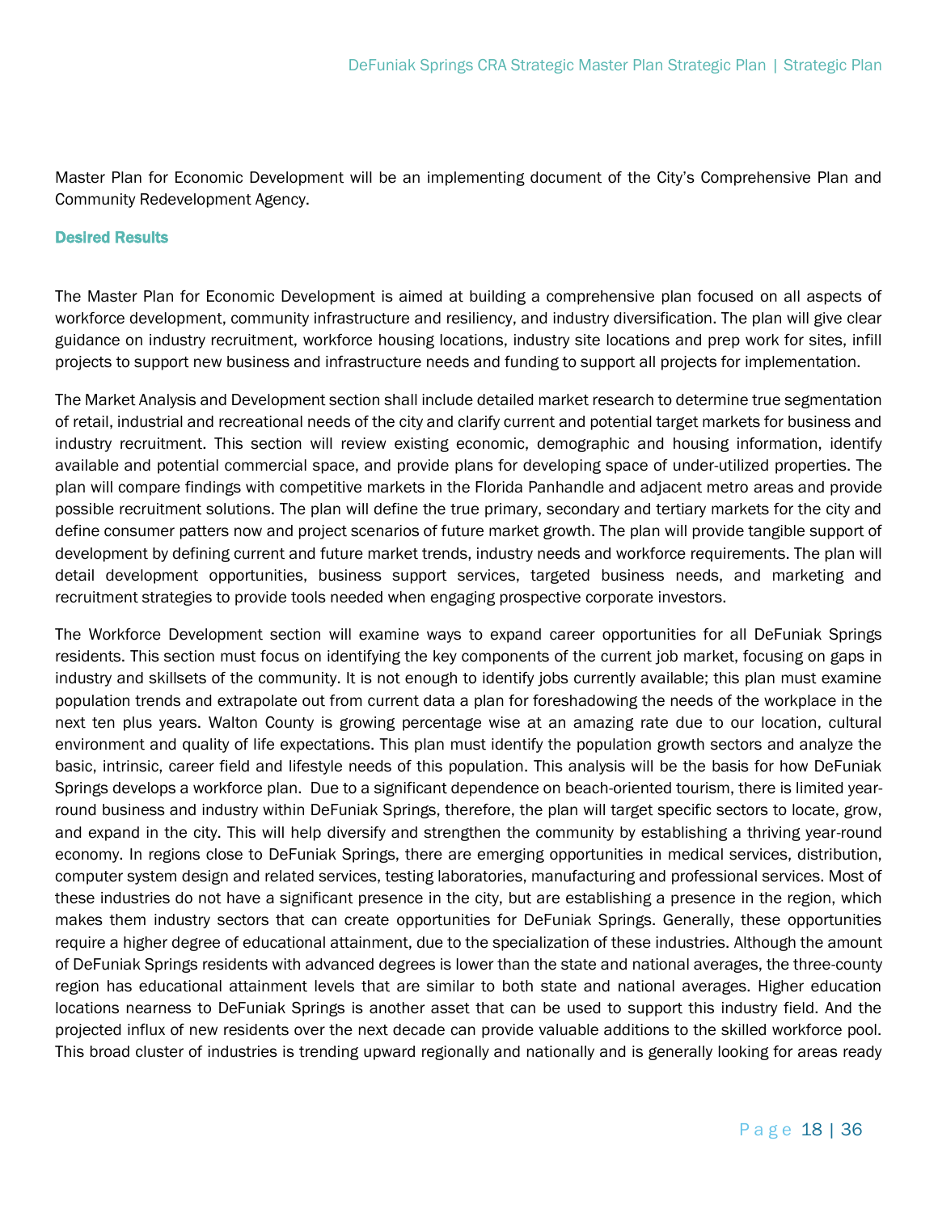Master Plan for Economic Development will be an implementing document of the City's Comprehensive Plan and Community Redevelopment Agency.

### Desired Results

The Master Plan for Economic Development is aimed at building a comprehensive plan focused on all aspects of workforce development, community infrastructure and resiliency, and industry diversification. The plan will give clear guidance on industry recruitment, workforce housing locations, industry site locations and prep work for sites, infill projects to support new business and infrastructure needs and funding to support all projects for implementation.

The Market Analysis and Development section shall include detailed market research to determine true segmentation of retail, industrial and recreational needs of the city and clarify current and potential target markets for business and industry recruitment. This section will review existing economic, demographic and housing information, identify available and potential commercial space, and provide plans for developing space of under-utilized properties. The plan will compare findings with competitive markets in the Florida Panhandle and adjacent metro areas and provide possible recruitment solutions. The plan will define the true primary, secondary and tertiary markets for the city and define consumer patters now and project scenarios of future market growth. The plan will provide tangible support of development by defining current and future market trends, industry needs and workforce requirements. The plan will detail development opportunities, business support services, targeted business needs, and marketing and recruitment strategies to provide tools needed when engaging prospective corporate investors.

The Workforce Development section will examine ways to expand career opportunities for all DeFuniak Springs residents. This section must focus on identifying the key components of the current job market, focusing on gaps in industry and skillsets of the community. It is not enough to identify jobs currently available; this plan must examine population trends and extrapolate out from current data a plan for foreshadowing the needs of the workplace in the next ten plus years. Walton County is growing percentage wise at an amazing rate due to our location, cultural environment and quality of life expectations. This plan must identify the population growth sectors and analyze the basic, intrinsic, career field and lifestyle needs of this population. This analysis will be the basis for how DeFuniak Springs develops a workforce plan. Due to a significant dependence on beach-oriented tourism, there is limited year-round business and industry within DeFuniak Springs, therefore, the plan will target specific sectors to locate, grow, and expand in the city. This will help diversify and strengthen the community by establishing a thriving year-round economy. In regions close to DeFuniak Springs, there are emerging opportunities in medical services, distribution, computer system design and related services, testing laboratories, manufacturing and professional services. Most of these industries do not have a significant presence in the city, but are establishing a presence in the region, which makes them industry sectors that can create opportunities for DeFuniak Springs. Generally, these opportunities require a higher degree of educational attainment, due to the specialization of these industries. Although the amount of DeFuniak Springs residents with advanced degrees is lower than the state and national averages, the three-county region has educational attainment levels that are similar to both state and national averages. Higher education locations nearness to DeFuniak Springs is another asset that can be used to support this industry field. And the projected influx of new residents over the next decade can provide valuable additions to the skilled workforce pool. This broad cluster of industries is trending upward regionally and nationally and is generally looking for areas ready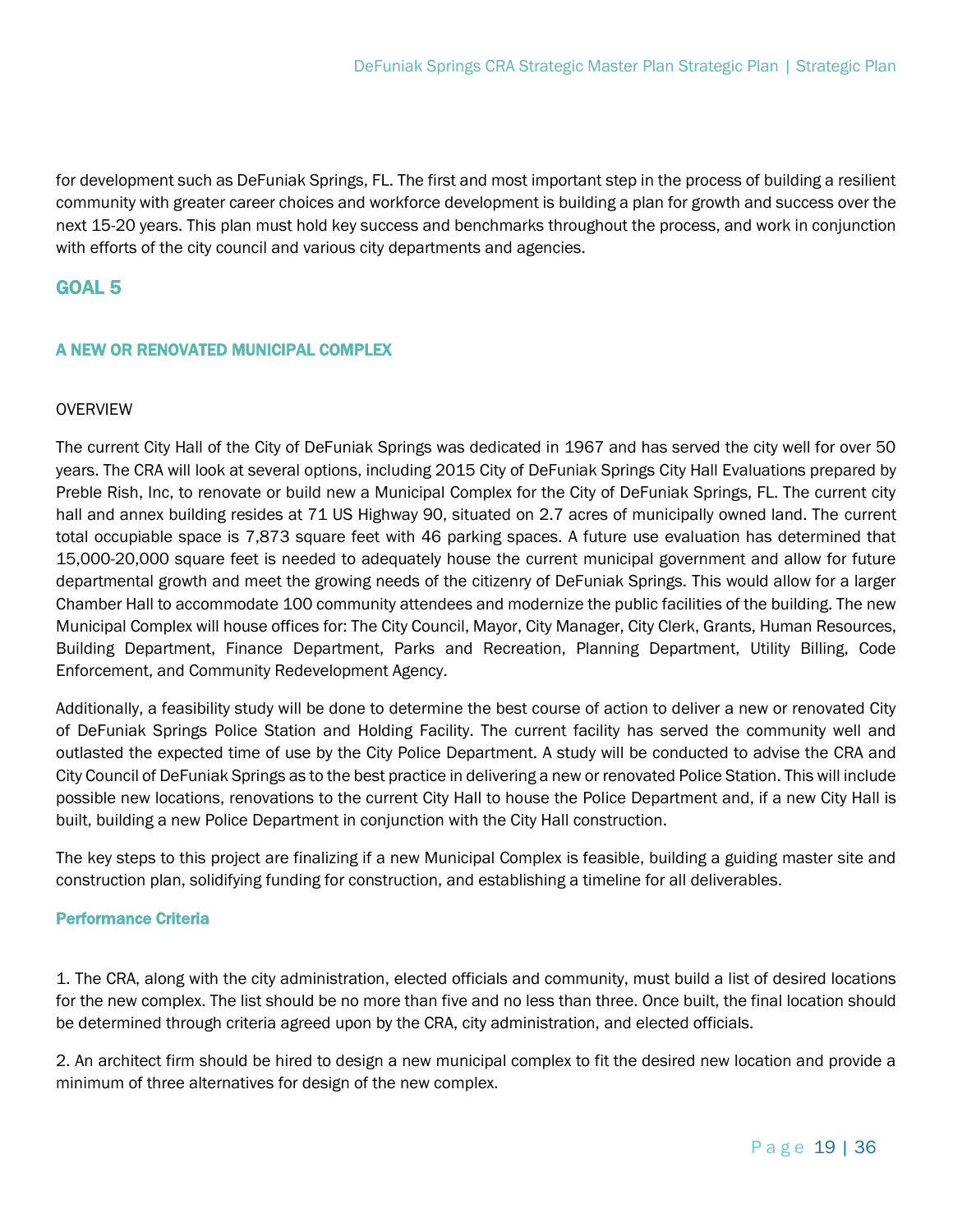for development such as DeFuniak Springs, FL. The first and most important step in the process of building a resilient community with greater career choices and workforce development is building a plan for growth and success over the next 15-20 years. This plan must hold key success and benchmarks throughout the process, and work in conjunction with efforts of the city council and various city departments and agencies.

## GOAL 5

### A NEW OR RENOVATED MUNICIPAL COMPLEX

OVERVIEW

The current City Hall of the City of DeFuniak Springs was dedicated in 1967 and has served the city well for over 50 years. The CRA will look at several options, including 2015 City of DeFuniak Springs City Hall Evaluations prepared by Preble Rish, Inc, to renovate or build new a Municipal Complex for the City of DeFuniak Springs, FL. The current city hall and annex building resides at 71 US Highway 90, situated on 2.7 acres of municipally owned land. The current total occupiable space is 7,873 square feet with 46 parking spaces. A future use evaluation has determined that 15,000-20,000 square feet is needed to adequately house the current municipal government and allow for future departmental growth and meet the growing needs of the citizenry of DeFuniak Springs. This would allow for a larger Chamber Hall to accommodate 100 community attendees and modernize the public facilities of the building. The new Municipal Complex will house offices for: The City Council, Mayor, City Manager, City Clerk, Grants, Human Resources, Building Department, Finance Department, Parks and Recreation, Planning Department, Utility Billing, Code Enforcement, and Community Redevelopment Agency.

Additionally, a feasibility study will be done to determine the best course of action to deliver a new or renovated City of DeFuniak Springs Police Station and Holding Facility. The current facility has served the community well and outlasted the expected time of use by the City Police Department. A study will be conducted to advise the CRA and City Council of DeFuniak Springs as to the best practice in delivering a new or renovated Police Station. This will include possible new locations, renovations to the current City Hall to house the Police Department and, if a new City Hall is built, building a new Police Department in conjunction with the City Hall construction.

The key steps to this project are finalizing if a new Municipal Complex is feasible, building a guiding master site and construction plan, solidifying funding for construction, and establishing a timeline for all deliverables.

#### Performance Criteria

1. The CRA, along with the city administration, elected officials and community, must build a list of desired locations for the new complex. The list should be no more than five and no less than three. Once built, the final location should be determined through criteria agreed upon by the CRA, city administration, and elected officials.

2. An architect firm should be hired to design a new municipal complex to fit the desired new location and provide a minimum of three alternatives for design of the new complex.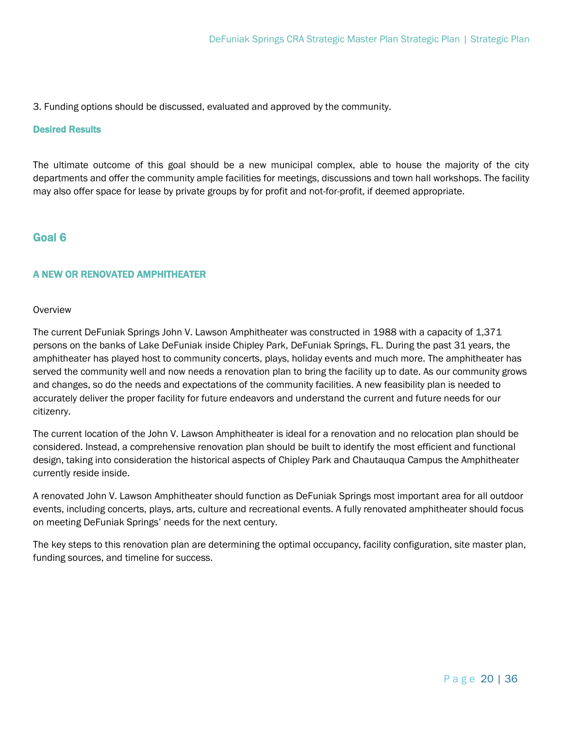3. Funding options should be discussed, evaluated and approved by the community.

### Desired Results

The ultimate outcome of this goal should be a new municipal complex, able to house the majority of the city departments and offer the community ample facilities for meetings, discussions and town hall workshops. The facility may also offer space for lease by private groups by for profit and not-for-profit, if deemed appropriate.

## Goal 6

### A NEW OR RENOVATED AMPHITHEATER

Overview

The current DeFuniak Springs John V. Lawson Amphitheater was constructed in 1988 with a capacity of 1,371 persons on the banks of Lake DeFuniak inside Chipley Park, DeFuniak Springs, FL. During the past 31 years, the amphitheater has played host to community concerts, plays, holiday events and much more. The amphitheater has served the community well and now needs a renovation plan to bring the facility up to date. As our community grows and changes, so do the needs and expectations of the community facilities. A new feasibility plan is needed to accurately deliver the proper facility for future endeavors and understand the current and future needs for our citizenry.

The current location of the John V. Lawson Amphitheater is ideal for a renovation and no relocation plan should be considered. Instead, a comprehensive renovation plan should be built to identify the most efficient and functional design, taking into consideration the historical aspects of Chipley Park and Chautauqua Campus the Amphitheater currently reside inside.

A renovated John V. Lawson Amphitheater should function as DeFuniak Springs most important area for all outdoor events, including concerts, plays, arts, culture and recreational events. A fully renovated amphitheater should focus on meeting DeFuniak Springs' needs for the next century.

The key steps to this renovation plan are determining the optimal occupancy, facility configuration, site master plan, funding sources, and timeline for success.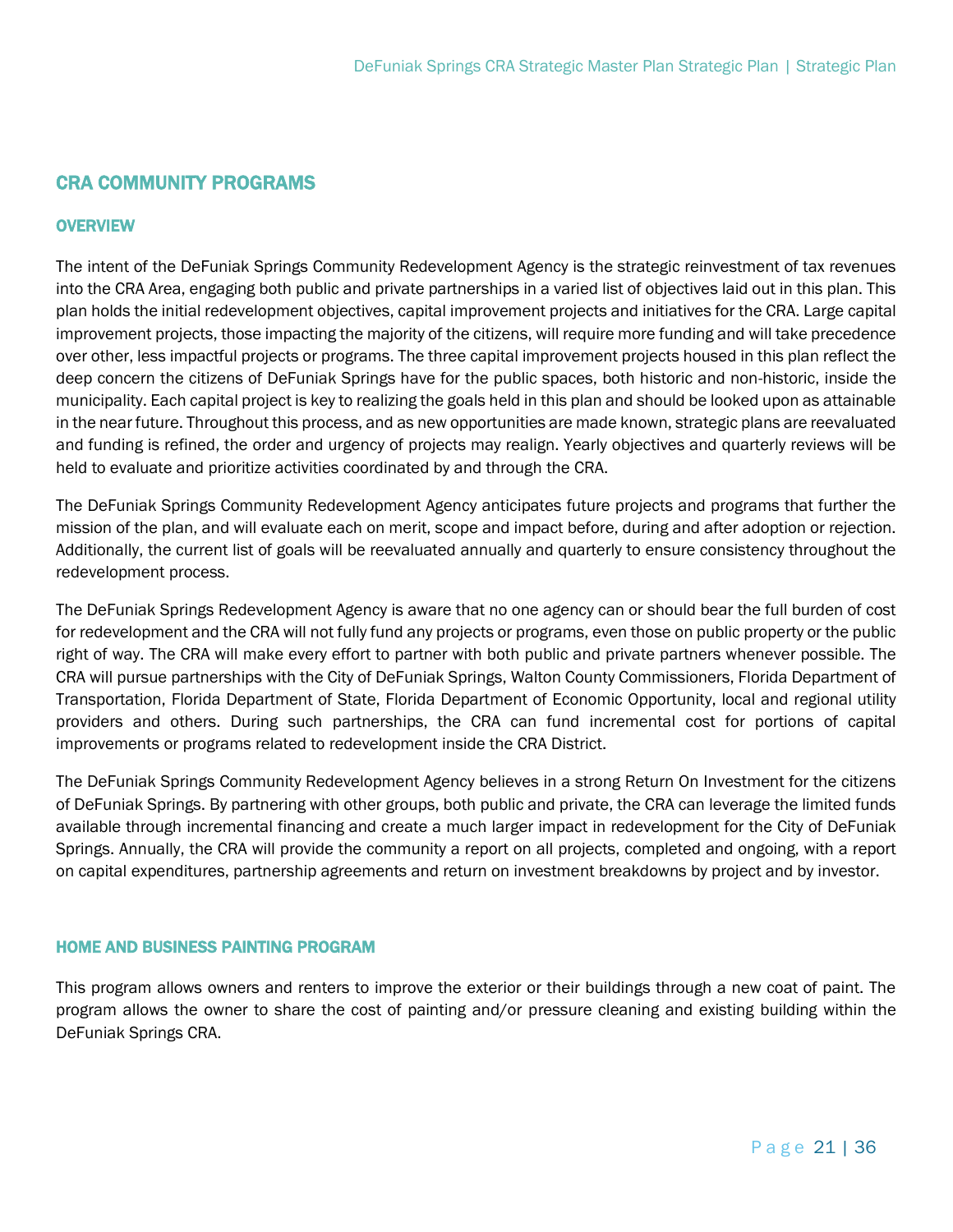## CRA COMMUNITY PROGRAMS

### OVERVIEW

The intent of the DeFuniak Springs Community Redevelopment Agency is the strategic reinvestment of tax revenues into the CRA Area, engaging both public and private partnerships in a varied list of objectives laid out in this plan. This plan holds the initial redevelopment objectives, capital improvement projects and initiatives for the CRA. Large capital improvement projects, those impacting the majority of the citizens, will require more funding and will take precedence over other, less impactful projects or programs. The three capital improvement projects housed in this plan reflect the deep concern the citizens of DeFuniak Springs have for the public spaces, both historic and non-historic, inside the municipality. Each capital project is key to realizing the goals held in this plan and should be looked upon as attainable in the near future. Throughout this process, and as new opportunities are made known, strategic plans are reevaluated and funding is refined, the order and urgency of projects may realign. Yearly objectives and quarterly reviews will be held to evaluate and prioritize activities coordinated by and through the CRA.

The DeFuniak Springs Community Redevelopment Agency anticipates future projects and programs that further the mission of the plan, and will evaluate each on merit, scope and impact before, during and after adoption or rejection. Additionally, the current list of goals will be reevaluated annually and quarterly to ensure consistency throughout the redevelopment process.

The DeFuniak Springs Redevelopment Agency is aware that no one agency can or should bear the full burden of cost for redevelopment and the CRA will not fully fund any projects or programs, even those on public property or the public right of way. The CRA will make every effort to partner with both public and private partners whenever possible. The CRA will pursue partnerships with the City of DeFuniak Springs, Walton County Commissioners, Florida Department of Transportation, Florida Department of State, Florida Department of Economic Opportunity, local and regional utility providers and others. During such partnerships, the CRA can fund incremental cost for portions of capital improvements or programs related to redevelopment inside the CRA District.

The DeFuniak Springs Community Redevelopment Agency believes in a strong Return On Investment for the citizens of DeFuniak Springs. By partnering with other groups, both public and private, the CRA can leverage the limited funds available through incremental financing and create a much larger impact in redevelopment for the City of DeFuniak Springs. Annually, the CRA will provide the community a report on all projects, completed and ongoing, with a report on capital expenditures, partnership agreements and return on investment breakdowns by project and by investor.

### HOME AND BUSINESS PAINTING PROGRAM

This program allows owners and renters to improve the exterior or their buildings through a new coat of paint. The program allows the owner to share the cost of painting and/or pressure cleaning and existing building within the DeFuniak Springs CRA.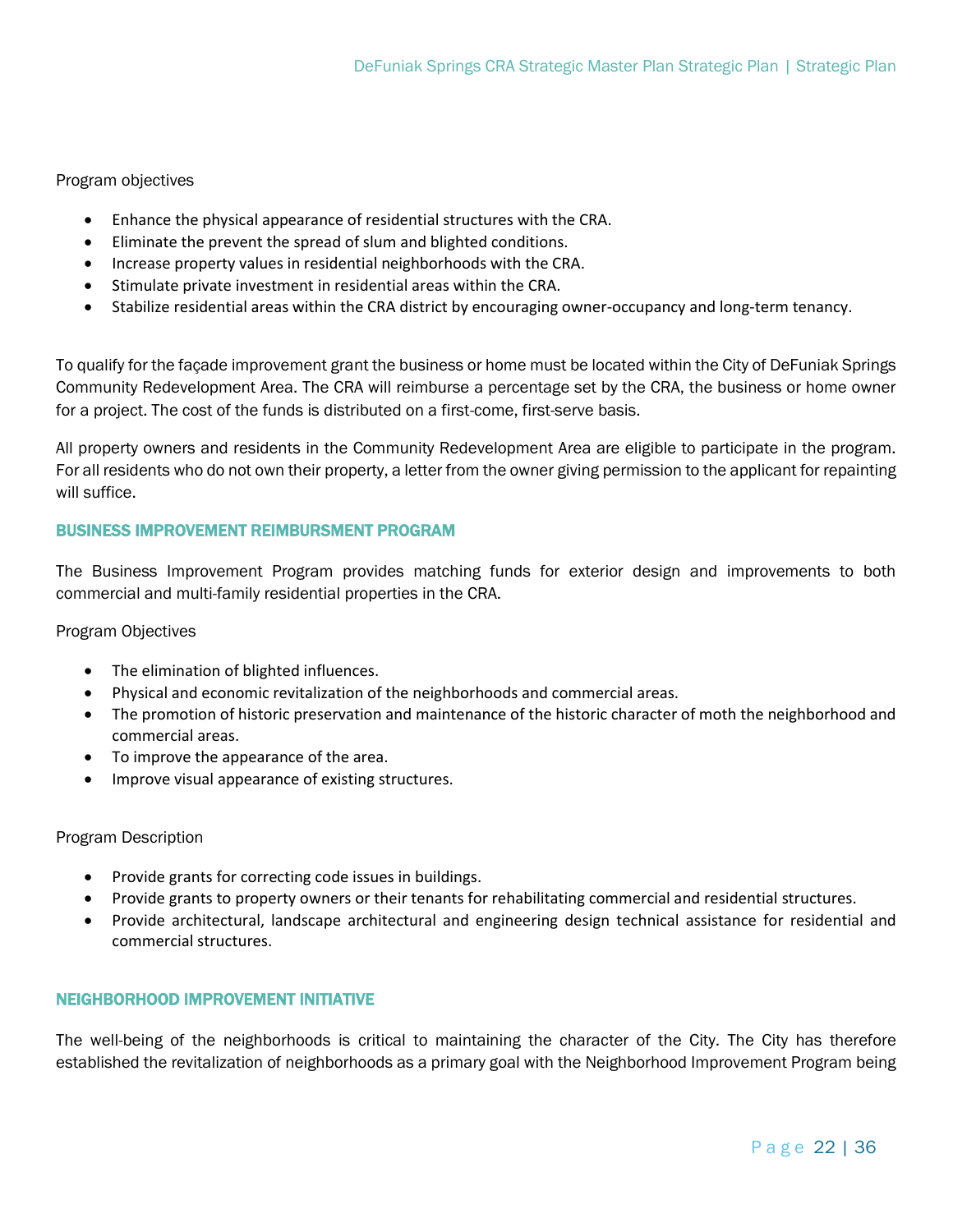Program objectives

- Enhance the physical appearance of residential structures with the CRA.
- Eliminate the prevent the spread of slum and blighted conditions.
- Increase property values in residential neighborhoods with the CRA.
- Stimulate private investment in residential areas within the CRA.
- Stabilize residential areas within the CRA district by encouraging owner-occupancy and long-term tenancy.

To qualify for the façade improvement grant the business or home must be located within the City of DeFuniak Springs Community Redevelopment Area. The CRA will reimburse a percentage set by the CRA, the business or home owner for a project. The cost of the funds is distributed on a first-come, first-serve basis.

All property owners and residents in the Community Redevelopment Area are eligible to participate in the program. For all residents who do not own their property, a letter from the owner giving permission to the applicant for repainting will suffice.

## BUSINESS IMPROVEMENT REIMBURSMENT PROGRAM

The Business Improvement Program provides matching funds for exterior design and improvements to both commercial and multi-family residential properties in the CRA.

Program Objectives

- The elimination of blighted influences.
- Physical and economic revitalization of the neighborhoods and commercial areas.
- The promotion of historic preservation and maintenance of the historic character of moth the neighborhood and commercial areas.
- To improve the appearance of the area.
- Improve visual appearance of existing structures.

Program Description

- Provide grants for correcting code issues in buildings.
- Provide grants to property owners or their tenants for rehabilitating commercial and residential structures.
- Provide architectural, landscape architectural and engineering design technical assistance for residential and commercial structures.

## NEIGHBORHOOD IMPROVEMENT INITIATIVE

The well-being of the neighborhoods is critical to maintaining the character of the City. The City has therefore established the revitalization of neighborhoods as a primary goal with the Neighborhood Improvement Program being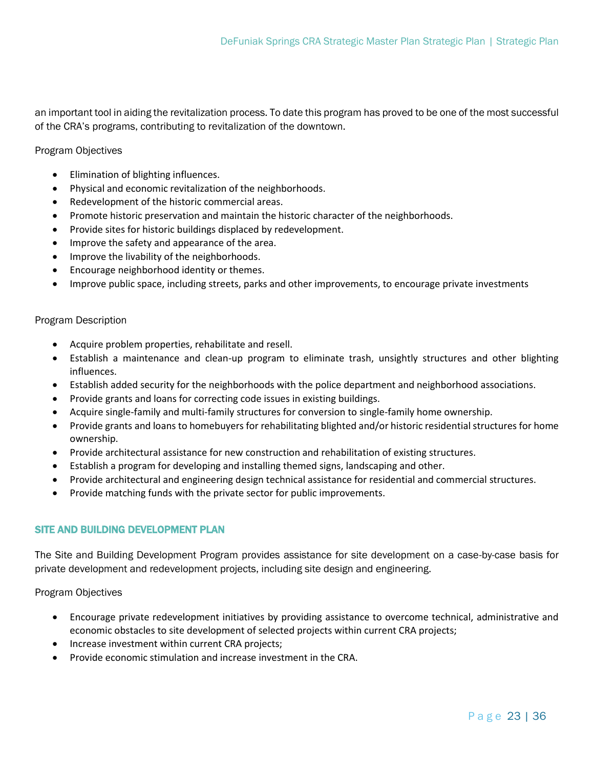an important tool in aiding the revitalization process. To date this program has proved to be one of the most successful of the CRA's programs, contributing to revitalization of the downtown.

Program Objectives

- Elimination of blighting influences.
- Physical and economic revitalization of the neighborhoods.
- Redevelopment of the historic commercial areas.
- Promote historic preservation and maintain the historic character of the neighborhoods.
- Provide sites for historic buildings displaced by redevelopment.
- Improve the safety and appearance of the area.
- Improve the livability of the neighborhoods.
- Encourage neighborhood identity or themes.
- Improve public space, including streets, parks and other improvements, to encourage private investments

Program Description

- Acquire problem properties, rehabilitate and resell.
- Establish a maintenance and clean-up program to eliminate trash, unsightly structures and other blighting influences.
- Establish added security for the neighborhoods with the police department and neighborhood associations.
- Provide grants and loans for correcting code issues in existing buildings.
- Acquire single-family and multi-family structures for conversion to single-family home ownership.
- Provide grants and loans to homebuyers for rehabilitating blighted and/or historic residential structures for home ownership.
- Provide architectural assistance for new construction and rehabilitation of existing structures.
- Establish a program for developing and installing themed signs, landscaping and other.
- Provide architectural and engineering design technical assistance for residential and commercial structures.
- Provide matching funds with the private sector for public improvements.

### SITE AND BUILDING DEVELOPMENT PLAN

The Site and Building Development Program provides assistance for site development on a case-by-case basis for private development and redevelopment projects, including site design and engineering.

Program Objectives

- Encourage private redevelopment initiatives by providing assistance to overcome technical, administrative and economic obstacles to site development of selected projects within current CRA projects;
- Increase investment within current CRA projects;
- Provide economic stimulation and increase investment in the CRA.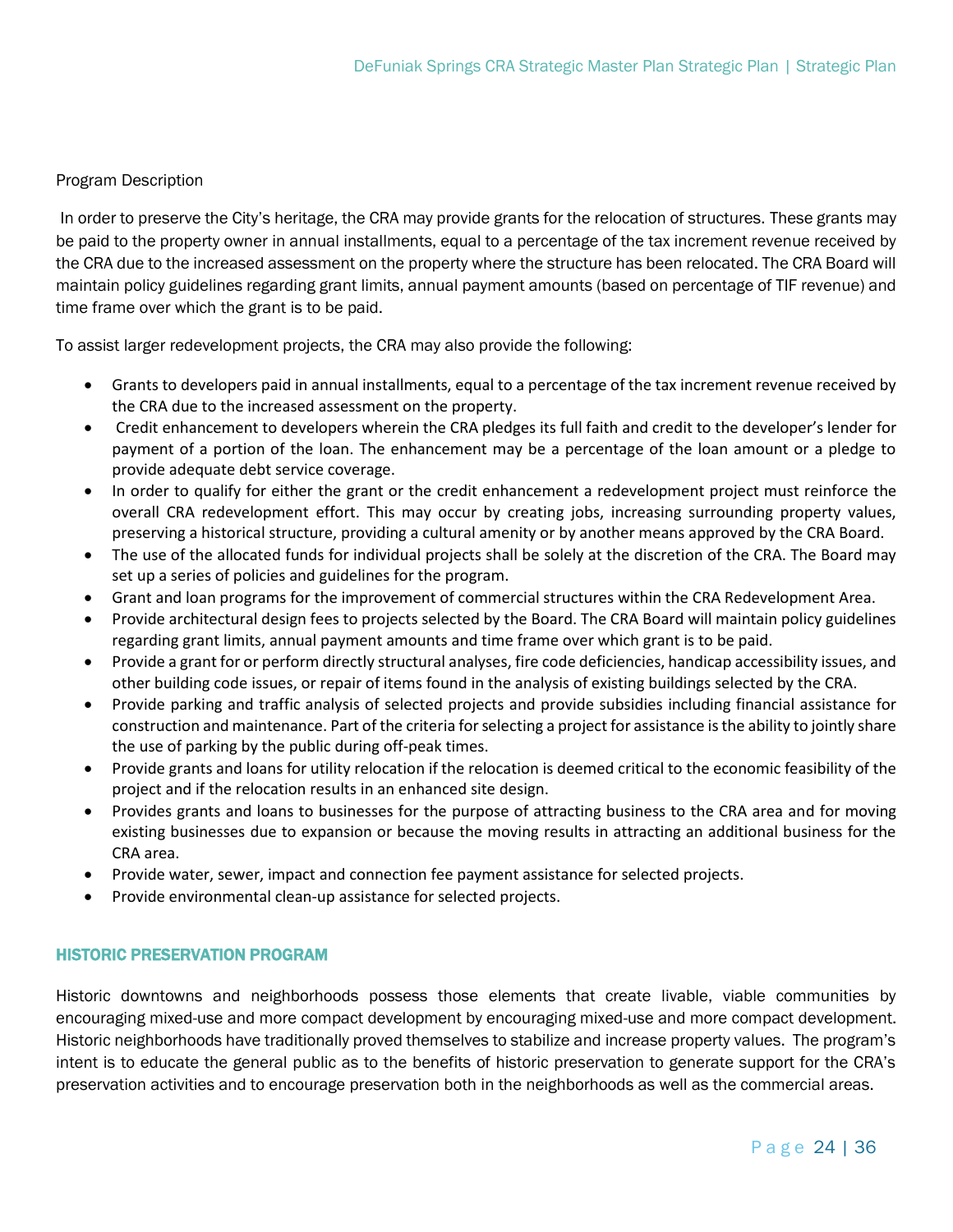Program Description

In order to preserve the City's heritage, the CRA may provide grants for the relocation of structures. These grants may be paid to the property owner in annual installments, equal to a percentage of the tax increment revenue received by the CRA due to the increased assessment on the property where the structure has been relocated. The CRA Board will maintain policy guidelines regarding grant limits, annual payment amounts (based on percentage of TIF revenue) and time frame over which the grant is to be paid.

To assist larger redevelopment projects, the CRA may also provide the following:

- Grants to developers paid in annual installments, equal to a percentage of the tax increment revenue received by the CRA due to the increased assessment on the property.
- Credit enhancement to developers wherein the CRA pledges its full faith and credit to the developer's lender for payment of a portion of the loan. The enhancement may be a percentage of the loan amount or a pledge to provide adequate debt service coverage.
- In order to qualify for either the grant or the credit enhancement a redevelopment project must reinforce the overall CRA redevelopment effort. This may occur by creating jobs, increasing surrounding property values, preserving a historical structure, providing a cultural amenity or by another means approved by the CRA Board.
- The use of the allocated funds for individual projects shall be solely at the discretion of the CRA. The Board may set up a series of policies and guidelines for the program.
- Grant and loan programs for the improvement of commercial structures within the CRA Redevelopment Area.
- Provide architectural design fees to projects selected by the Board. The CRA Board will maintain policy guidelines regarding grant limits, annual payment amounts and time frame over which grant is to be paid.
- Provide a grant for or perform directly structural analyses, fire code deficiencies, handicap accessibility issues, and other building code issues, or repair of items found in the analysis of existing buildings selected by the CRA.
- Provide parking and traffic analysis of selected projects and provide subsidies including financial assistance for construction and maintenance. Part of the criteria for selecting a project for assistance is the ability to jointly share the use of parking by the public during off-peak times.
- Provide grants and loans for utility relocation if the relocation is deemed critical to the economic feasibility of the project and if the relocation results in an enhanced site design.
- Provides grants and loans to businesses for the purpose of attracting business to the CRA area and for moving existing businesses due to expansion or because the moving results in attracting an additional business for the CRA area.
- Provide water, sewer, impact and connection fee payment assistance for selected projects.
- Provide environmental clean-up assistance for selected projects.

### HISTORIC PRESERVATION PROGRAM

Historic downtowns and neighborhoods possess those elements that create livable, viable communities by encouraging mixed-use and more compact development by encouraging mixed-use and more compact development. Historic neighborhoods have traditionally proved themselves to stabilize and increase property values. The program's intent is to educate the general public as to the benefits of historic preservation to generate support for the CRA's preservation activities and to encourage preservation both in the neighborhoods as well as the commercial areas.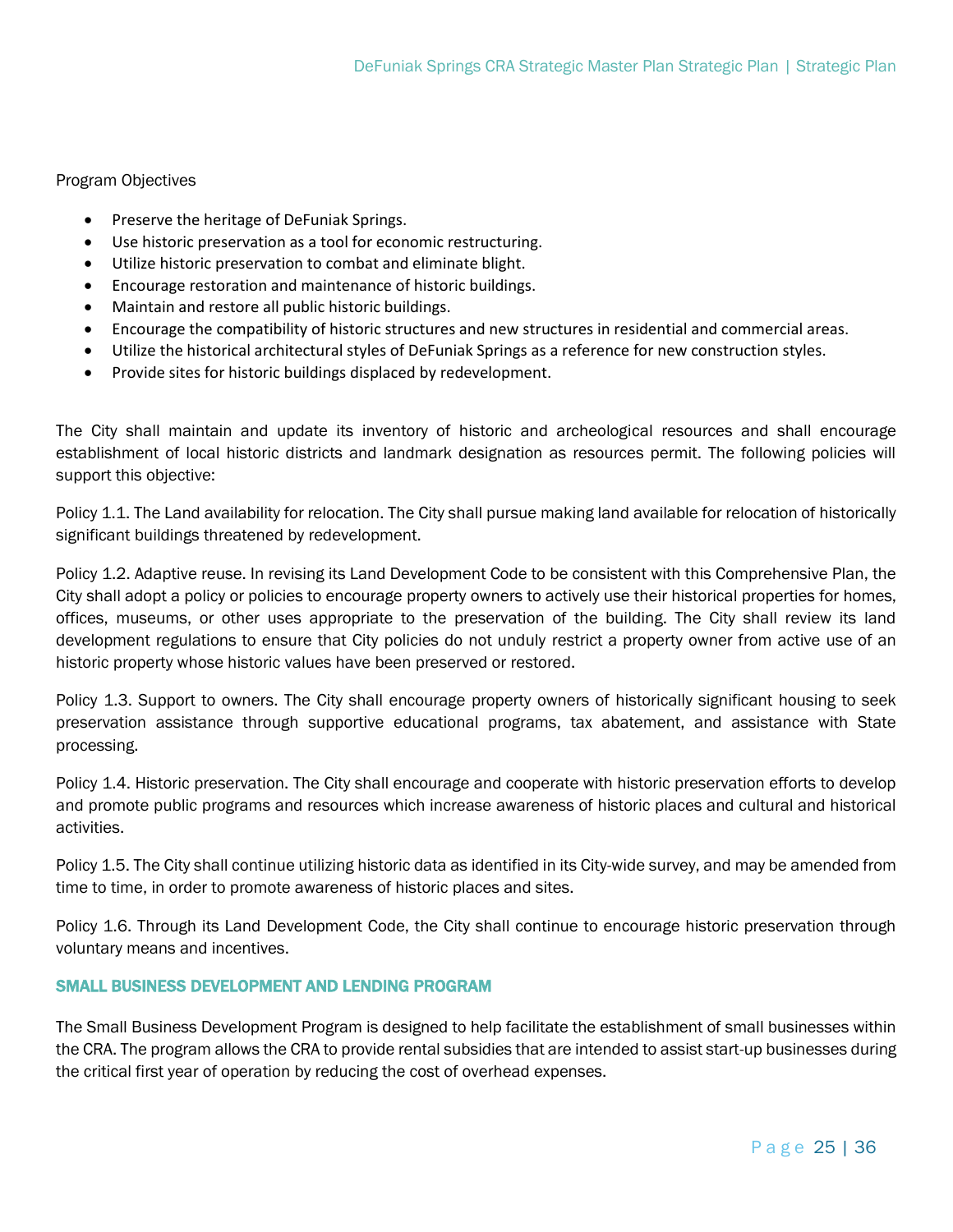Program Objectives

- Preserve the heritage of DeFuniak Springs.
- Use historic preservation as a tool for economic restructuring.
- Utilize historic preservation to combat and eliminate blight.
- Encourage restoration and maintenance of historic buildings.
- Maintain and restore all public historic buildings.
- Encourage the compatibility of historic structures and new structures in residential and commercial areas.
- Utilize the historical architectural styles of DeFuniak Springs as a reference for new construction styles.
- Provide sites for historic buildings displaced by redevelopment.

The City shall maintain and update its inventory of historic and archeological resources and shall encourage establishment of local historic districts and landmark designation as resources permit. The following policies will support this objective:

Policy 1.1. The Land availability for relocation. The City shall pursue making land available for relocation of historically significant buildings threatened by redevelopment.

Policy 1.2. Adaptive reuse. In revising its Land Development Code to be consistent with this Comprehensive Plan, the City shall adopt a policy or policies to encourage property owners to actively use their historical properties for homes, offices, museums, or other uses appropriate to the preservation of the building. The City shall review its land development regulations to ensure that City policies do not unduly restrict a property owner from active use of an historic property whose historic values have been preserved or restored.

Policy 1.3. Support to owners. The City shall encourage property owners of historically significant housing to seek preservation assistance through supportive educational programs, tax abatement, and assistance with State processing.

Policy 1.4. Historic preservation. The City shall encourage and cooperate with historic preservation efforts to develop and promote public programs and resources which increase awareness of historic places and cultural and historical activities.

Policy 1.5. The City shall continue utilizing historic data as identified in its City-wide survey, and may be amended from time to time, in order to promote awareness of historic places and sites.

Policy 1.6. Through its Land Development Code, the City shall continue to encourage historic preservation through voluntary means and incentives.

### SMALL BUSINESS DEVELOPMENT AND LENDING PROGRAM

The Small Business Development Program is designed to help facilitate the establishment of small businesses within the CRA. The program allows the CRA to provide rental subsidies that are intended to assist start-up businesses during the critical first year of operation by reducing the cost of overhead expenses.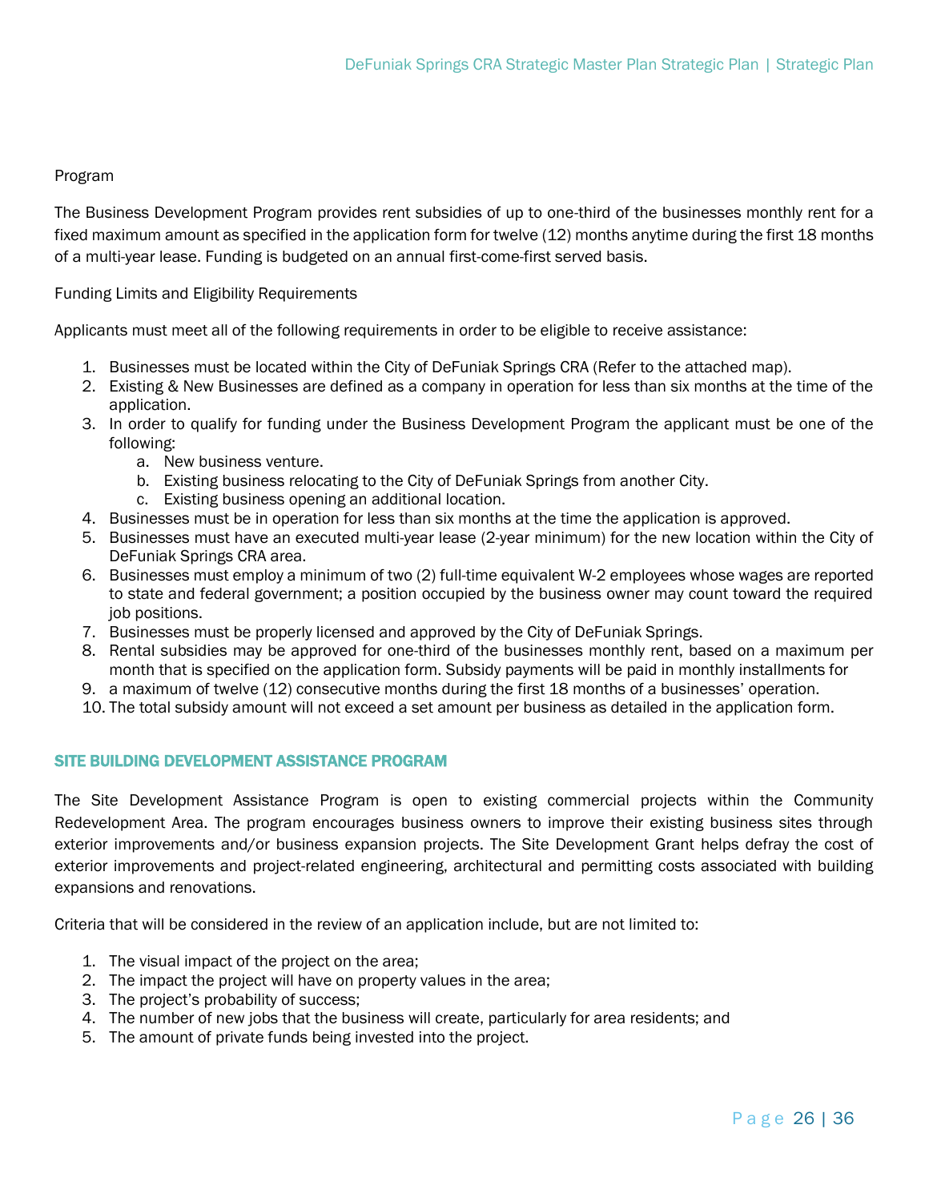Program

The Business Development Program provides rent subsidies of up to one-third of the businesses monthly rent for a fixed maximum amount as specified in the application form for twelve (12) months anytime during the first 18 months of a multi-year lease. Funding is budgeted on an annual first-come-first served basis.

Funding Limits and Eligibility Requirements

Applicants must meet all of the following requirements in order to be eligible to receive assistance:

1. Businesses must be located within the City of DeFuniak Springs CRA (Refer to the attached map).
2. Existing & New Businesses are defined as a company in operation for less than six months at the time of the application.
3. In order to qualify for funding under the Business Development Program the applicant must be one of the following:
    a. New business venture.
    b. Existing business relocating to the City of DeFuniak Springs from another City.
    c. Existing business opening an additional location.
4. Businesses must be in operation for less than six months at the time the application is approved.
5. Businesses must have an executed multi-year lease (2-year minimum) for the new location within the City of DeFuniak Springs CRA area.
6. Businesses must employ a minimum of two (2) full-time equivalent W-2 employees whose wages are reported to state and federal government; a position occupied by the business owner may count toward the required job positions.
7. Businesses must be properly licensed and approved by the City of DeFuniak Springs.
8. Rental subsidies may be approved for one-third of the businesses monthly rent, based on a maximum per month that is specified on the application form. Subsidy payments will be paid in monthly installments for
9. a maximum of twelve (12) consecutive months during the first 18 months of a businesses' operation.
10. The total subsidy amount will not exceed a set amount per business as detailed in the application form.

## SITE BUILDING DEVELOPMENT ASSISTANCE PROGRAM

The Site Development Assistance Program is open to existing commercial projects within the Community Redevelopment Area. The program encourages business owners to improve their existing business sites through exterior improvements and/or business expansion projects. The Site Development Grant helps defray the cost of exterior improvements and project-related engineering, architectural and permitting costs associated with building expansions and renovations.

Criteria that will be considered in the review of an application include, but are not limited to:

1. The visual impact of the project on the area;
2. The impact the project will have on property values in the area;
3. The project's probability of success;
4. The number of new jobs that the business will create, particularly for area residents; and
5. The amount of private funds being invested into the project.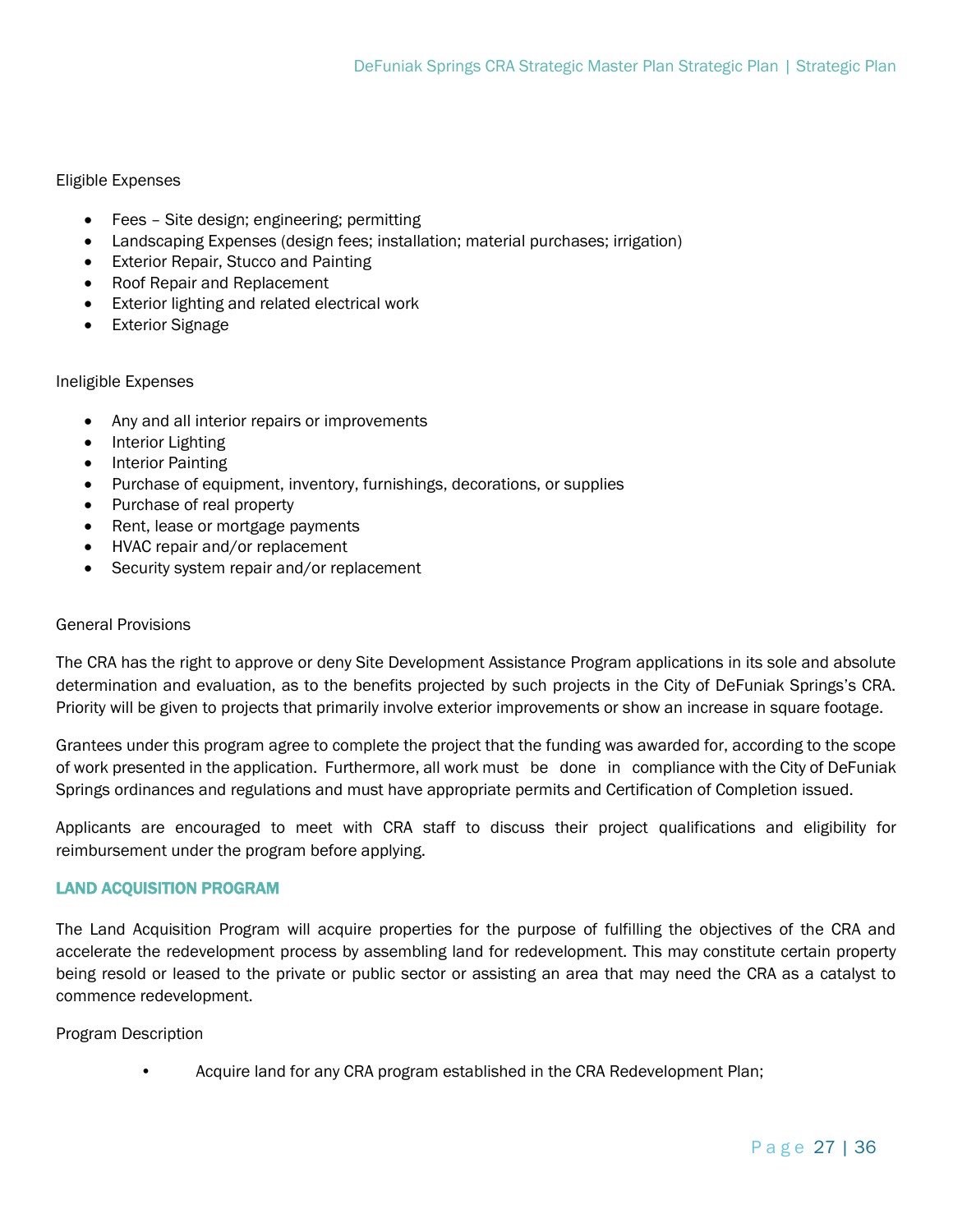Eligible Expenses

- Fees – Site design; engineering; permitting
- Landscaping Expenses (design fees; installation; material purchases; irrigation)
- Exterior Repair, Stucco and Painting
- Roof Repair and Replacement
- Exterior lighting and related electrical work
- Exterior Signage

Ineligible Expenses

- Any and all interior repairs or improvements
- Interior Lighting
- Interior Painting
- Purchase of equipment, inventory, furnishings, decorations, or supplies
- Purchase of real property
- Rent, lease or mortgage payments
- HVAC repair and/or replacement
- Security system repair and/or replacement

General Provisions

The CRA has the right to approve or deny Site Development Assistance Program applications in its sole and absolute determination and evaluation, as to the benefits projected by such projects in the City of DeFuniak Springs's CRA. Priority will be given to projects that primarily involve exterior improvements or show an increase in square footage.

Grantees under this program agree to complete the project that the funding was awarded for, according to the scope of work presented in the application. Furthermore, all work must be done in compliance with the City of DeFuniak Springs ordinances and regulations and must have appropriate permits and Certification of Completion issued.

Applicants are encouraged to meet with CRA staff to discuss their project qualifications and eligibility for reimbursement under the program before applying.

### LAND ACQUISITION PROGRAM

The Land Acquisition Program will acquire properties for the purpose of fulfilling the objectives of the CRA and accelerate the redevelopment process by assembling land for redevelopment. This may constitute certain property being resold or leased to the private or public sector or assisting an area that may need the CRA as a catalyst to commence redevelopment.

Program Description

- Acquire land for any CRA program established in the CRA Redevelopment Plan;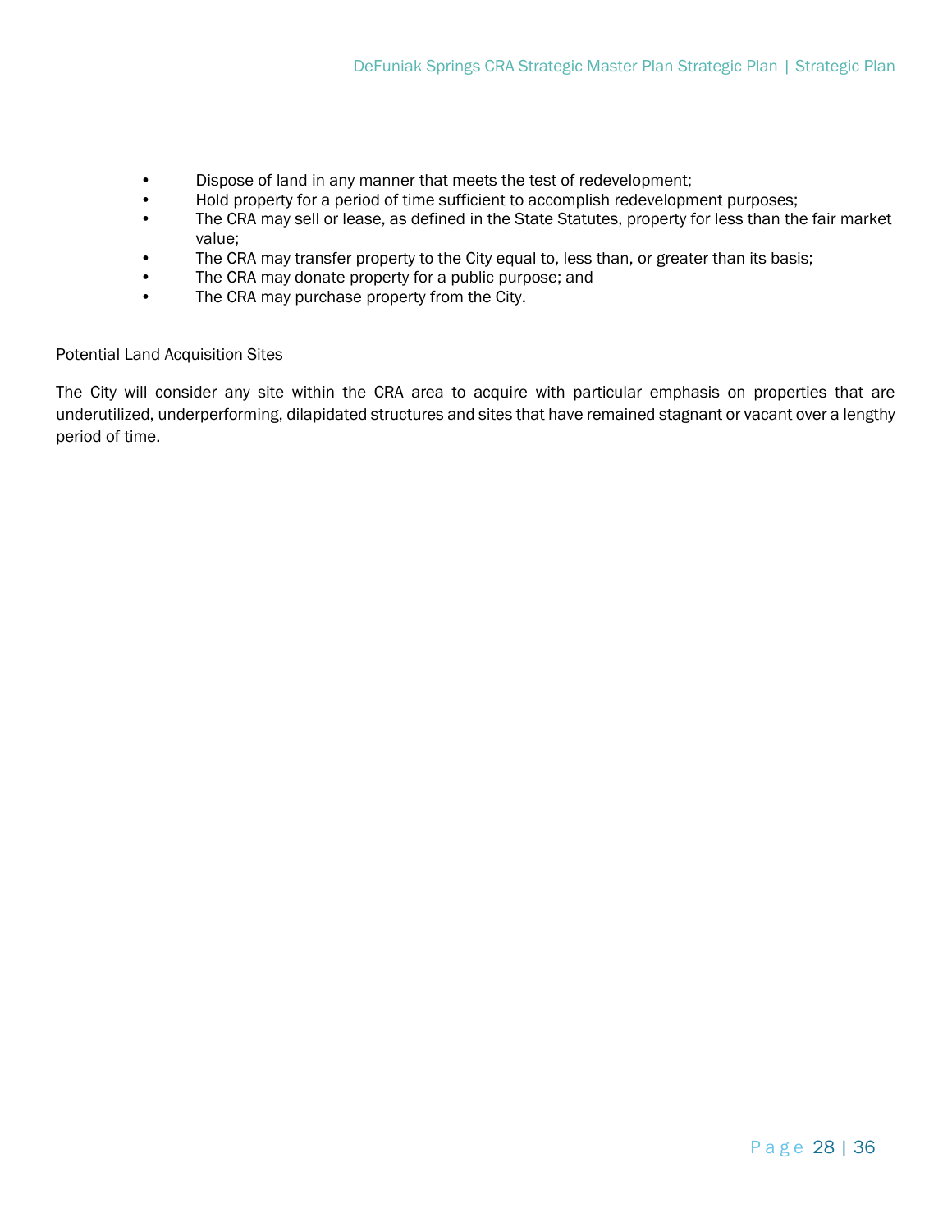- Dispose of land in any manner that meets the test of redevelopment;
- Hold property for a period of time sufficient to accomplish redevelopment purposes;
- The CRA may sell or lease, as defined in the State Statutes, property for less than the fair market value;
- The CRA may transfer property to the City equal to, less than, or greater than its basis;
- The CRA may donate property for a public purpose; and
- The CRA may purchase property from the City.

Potential Land Acquisition Sites

The City will consider any site within the CRA area to acquire with particular emphasis on properties that are underutilized, underperforming, dilapidated structures and sites that have remained stagnant or vacant over a lengthy period of time.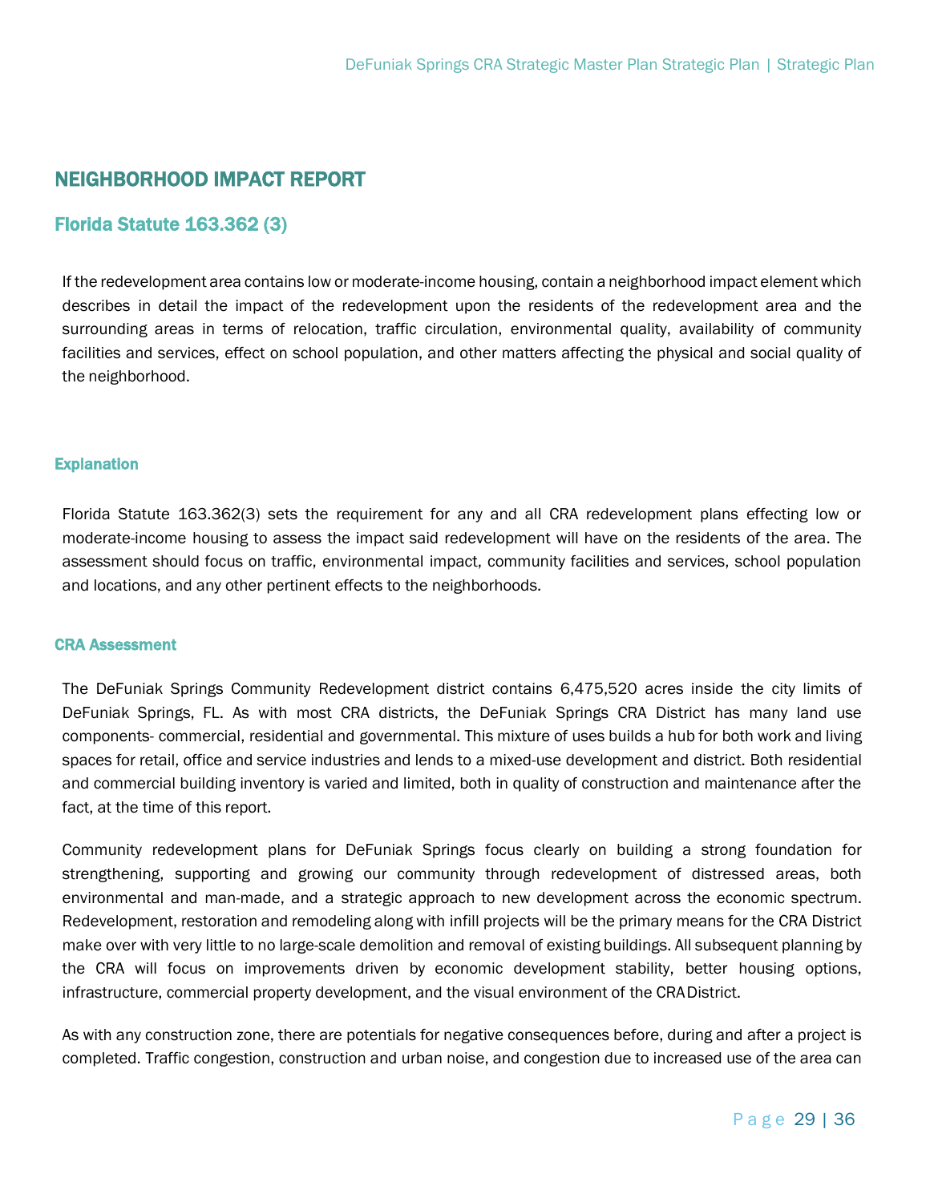## NEIGHBORHOOD IMPACT REPORT

### Florida Statute 163.362 (3)

If the redevelopment area contains low or moderate-income housing, contain a neighborhood impact element which describes in detail the impact of the redevelopment upon the residents of the redevelopment area and the surrounding areas in terms of relocation, traffic circulation, environmental quality, availability of community facilities and services, effect on school population, and other matters affecting the physical and social quality of the neighborhood.

#### Explanation

Florida Statute 163.362(3) sets the requirement for any and all CRA redevelopment plans effecting low or moderate-income housing to assess the impact said redevelopment will have on the residents of the area. The assessment should focus on traffic, environmental impact, community facilities and services, school population and locations, and any other pertinent effects to the neighborhoods.

#### CRA Assessment

The DeFuniak Springs Community Redevelopment district contains 6,475,520 acres inside the city limits of DeFuniak Springs, FL. As with most CRA districts, the DeFuniak Springs CRA District has many land use components- commercial, residential and governmental. This mixture of uses builds a hub for both work and living spaces for retail, office and service industries and lends to a mixed-use development and district. Both residential and commercial building inventory is varied and limited, both in quality of construction and maintenance after the fact, at the time of this report.

Community redevelopment plans for DeFuniak Springs focus clearly on building a strong foundation for strengthening, supporting and growing our community through redevelopment of distressed areas, both environmental and man-made, and a strategic approach to new development across the economic spectrum. Redevelopment, restoration and remodeling along with infill projects will be the primary means for the CRA District make over with very little to no large-scale demolition and removal of existing buildings. All subsequent planning by the CRA will focus on improvements driven by economic development stability, better housing options, infrastructure, commercial property development, and the visual environment of the CRA District.

As with any construction zone, there are potentials for negative consequences before, during and after a project is completed. Traffic congestion, construction and urban noise, and congestion due to increased use of the area can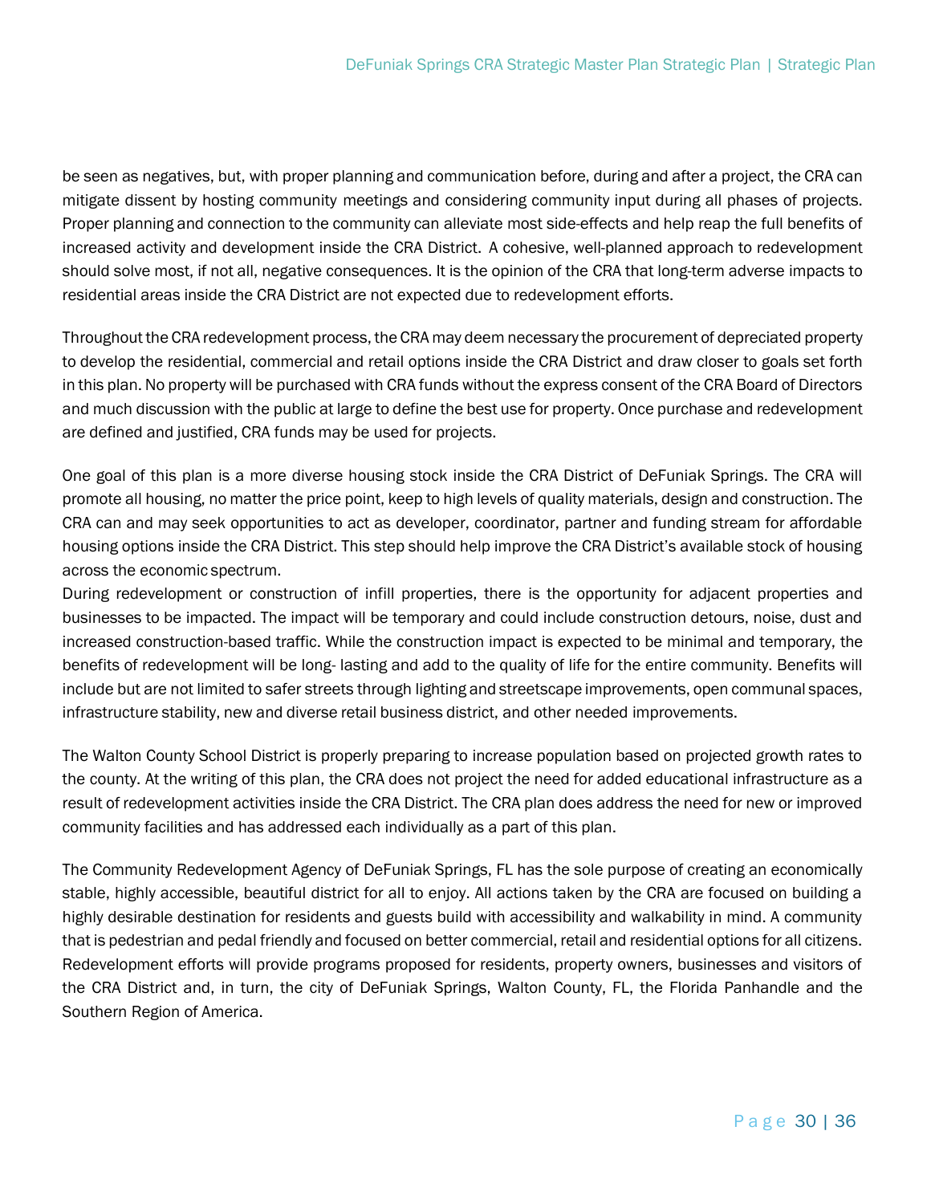be seen as negatives, but, with proper planning and communication before, during and after a project, the CRA can mitigate dissent by hosting community meetings and considering community input during all phases of projects. Proper planning and connection to the community can alleviate most side-effects and help reap the full benefits of increased activity and development inside the CRA District. A cohesive, well-planned approach to redevelopment should solve most, if not all, negative consequences. It is the opinion of the CRA that long-term adverse impacts to residential areas inside the CRA District are not expected due to redevelopment efforts.

Throughout the CRA redevelopment process, the CRA may deem necessary the procurement of depreciated property to develop the residential, commercial and retail options inside the CRA District and draw closer to goals set forth in this plan. No property will be purchased with CRA funds without the express consent of the CRA Board of Directors and much discussion with the public at large to define the best use for property. Once purchase and redevelopment are defined and justified, CRA funds may be used for projects.

One goal of this plan is a more diverse housing stock inside the CRA District of DeFuniak Springs. The CRA will promote all housing, no matter the price point, keep to high levels of quality materials, design and construction. The CRA can and may seek opportunities to act as developer, coordinator, partner and funding stream for affordable housing options inside the CRA District. This step should help improve the CRA District's available stock of housing across the economic spectrum.

During redevelopment or construction of infill properties, there is the opportunity for adjacent properties and businesses to be impacted. The impact will be temporary and could include construction detours, noise, dust and increased construction-based traffic. While the construction impact is expected to be minimal and temporary, the benefits of redevelopment will be long- lasting and add to the quality of life for the entire community. Benefits will include but are not limited to safer streets through lighting and streetscape improvements, open communal spaces, infrastructure stability, new and diverse retail business district, and other needed improvements.

The Walton County School District is properly preparing to increase population based on projected growth rates to the county. At the writing of this plan, the CRA does not project the need for added educational infrastructure as a result of redevelopment activities inside the CRA District. The CRA plan does address the need for new or improved community facilities and has addressed each individually as a part of this plan.

The Community Redevelopment Agency of DeFuniak Springs, FL has the sole purpose of creating an economically stable, highly accessible, beautiful district for all to enjoy. All actions taken by the CRA are focused on building a highly desirable destination for residents and guests build with accessibility and walkability in mind. A community that is pedestrian and pedal friendly and focused on better commercial, retail and residential options for all citizens. Redevelopment efforts will provide programs proposed for residents, property owners, businesses and visitors of the CRA District and, in turn, the city of DeFuniak Springs, Walton County, FL, the Florida Panhandle and the Southern Region of America.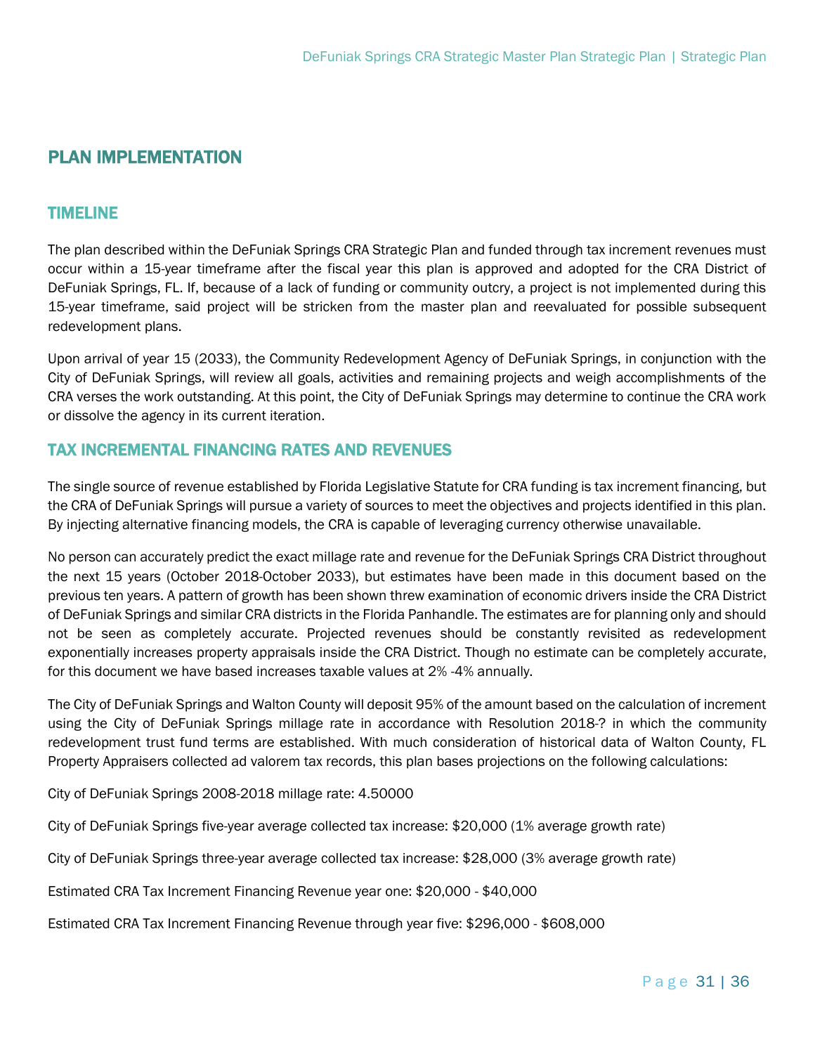## PLAN IMPLEMENTATION

### TIMELINE

The plan described within the DeFuniak Springs CRA Strategic Plan and funded through tax increment revenues must occur within a 15-year timeframe after the fiscal year this plan is approved and adopted for the CRA District of DeFuniak Springs, FL. If, because of a lack of funding or community outcry, a project is not implemented during this 15-year timeframe, said project will be stricken from the master plan and reevaluated for possible subsequent redevelopment plans.

Upon arrival of year 15 (2033), the Community Redevelopment Agency of DeFuniak Springs, in conjunction with the City of DeFuniak Springs, will review all goals, activities and remaining projects and weigh accomplishments of the CRA verses the work outstanding. At this point, the City of DeFuniak Springs may determine to continue the CRA work or dissolve the agency in its current iteration.

### TAX INCREMENTAL FINANCING RATES AND REVENUES

The single source of revenue established by Florida Legislative Statute for CRA funding is tax increment financing, but the CRA of DeFuniak Springs will pursue a variety of sources to meet the objectives and projects identified in this plan. By injecting alternative financing models, the CRA is capable of leveraging currency otherwise unavailable.

No person can accurately predict the exact millage rate and revenue for the DeFuniak Springs CRA District throughout the next 15 years (October 2018-October 2033), but estimates have been made in this document based on the previous ten years. A pattern of growth has been shown threw examination of economic drivers inside the CRA District of DeFuniak Springs and similar CRA districts in the Florida Panhandle. The estimates are for planning only and should not be seen as completely accurate. Projected revenues should be constantly revisited as redevelopment exponentially increases property appraisals inside the CRA District. Though no estimate can be completely accurate, for this document we have based increases taxable values at 2% -4% annually.

The City of DeFuniak Springs and Walton County will deposit 95% of the amount based on the calculation of increment using the City of DeFuniak Springs millage rate in accordance with Resolution 2018-? in which the community redevelopment trust fund terms are established. With much consideration of historical data of Walton County, FL Property Appraisers collected ad valorem tax records, this plan bases projections on the following calculations:

City of DeFuniak Springs 2008-2018 millage rate: 4.50000

City of DeFuniak Springs five-year average collected tax increase: $20,000 (1% average growth rate)

City of DeFuniak Springs three-year average collected tax increase: $28,000 (3% average growth rate)

Estimated CRA Tax Increment Financing Revenue year one: $20,000 - $40,000

Estimated CRA Tax Increment Financing Revenue through year five: $296,000 - $608,000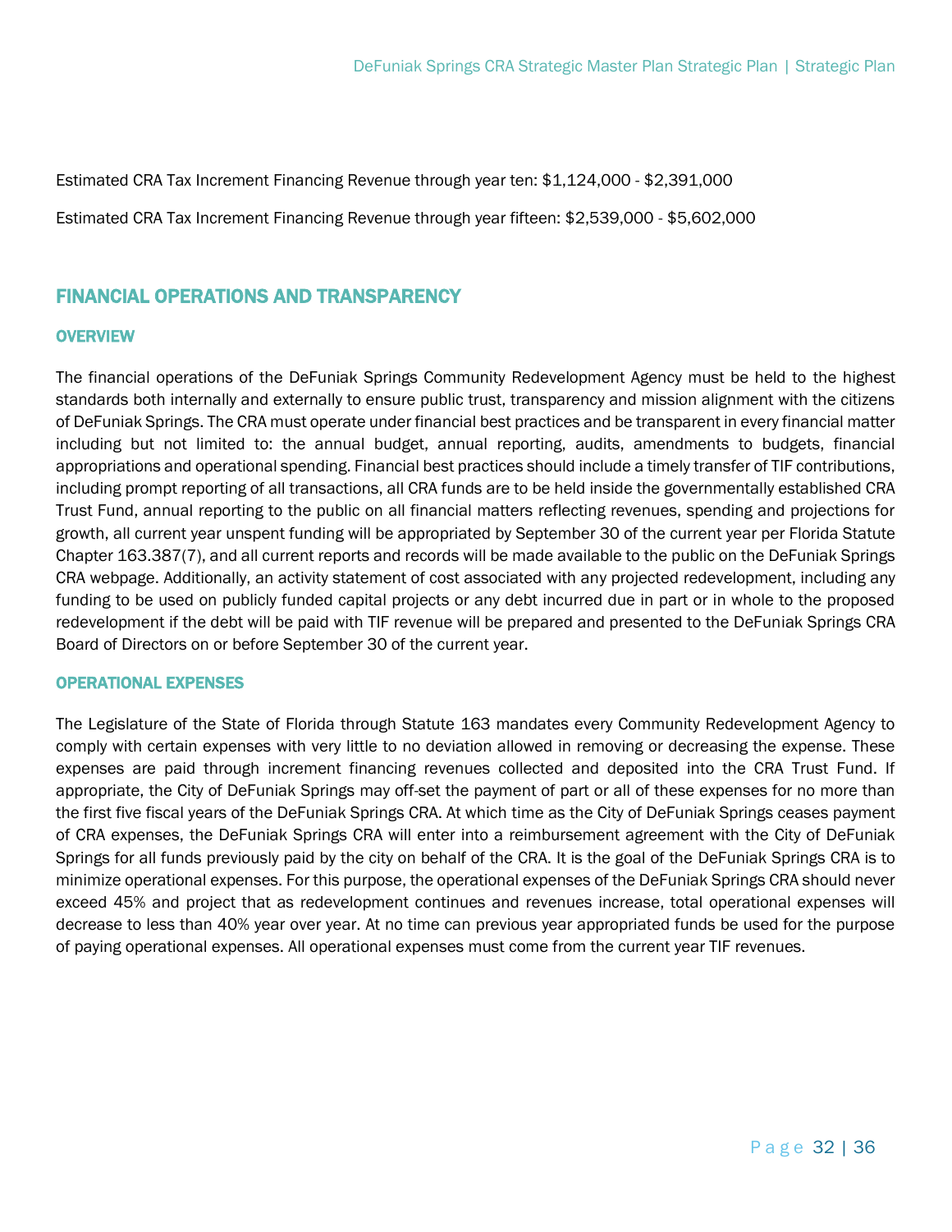Estimated CRA Tax Increment Financing Revenue through year ten: $1,124,000 - $2,391,000

Estimated CRA Tax Increment Financing Revenue through year fifteen: $2,539,000 - $5,602,000

## FINANCIAL OPERATIONS AND TRANSPARENCY

### OVERVIEW

The financial operations of the DeFuniak Springs Community Redevelopment Agency must be held to the highest standards both internally and externally to ensure public trust, transparency and mission alignment with the citizens of DeFuniak Springs. The CRA must operate under financial best practices and be transparent in every financial matter including but not limited to: the annual budget, annual reporting, audits, amendments to budgets, financial appropriations and operational spending. Financial best practices should include a timely transfer of TIF contributions, including prompt reporting of all transactions, all CRA funds are to be held inside the governmentally established CRA Trust Fund, annual reporting to the public on all financial matters reflecting revenues, spending and projections for growth, all current year unspent funding will be appropriated by September 30 of the current year per Florida Statute Chapter 163.387(7), and all current reports and records will be made available to the public on the DeFuniak Springs CRA webpage. Additionally, an activity statement of cost associated with any projected redevelopment, including any funding to be used on publicly funded capital projects or any debt incurred due in part or in whole to the proposed redevelopment if the debt will be paid with TIF revenue will be prepared and presented to the DeFuniak Springs CRA Board of Directors on or before September 30 of the current year.

### OPERATIONAL EXPENSES

The Legislature of the State of Florida through Statute 163 mandates every Community Redevelopment Agency to comply with certain expenses with very little to no deviation allowed in removing or decreasing the expense. These expenses are paid through increment financing revenues collected and deposited into the CRA Trust Fund. If appropriate, the City of DeFuniak Springs may off-set the payment of part or all of these expenses for no more than the first five fiscal years of the DeFuniak Springs CRA. At which time as the City of DeFuniak Springs ceases payment of CRA expenses, the DeFuniak Springs CRA will enter into a reimbursement agreement with the City of DeFuniak Springs for all funds previously paid by the city on behalf of the CRA. It is the goal of the DeFuniak Springs CRA is to minimize operational expenses. For this purpose, the operational expenses of the DeFuniak Springs CRA should never exceed 45% and project that as redevelopment continues and revenues increase, total operational expenses will decrease to less than 40% year over year. At no time can previous year appropriated funds be used for the purpose of paying operational expenses. All operational expenses must come from the current year TIF revenues.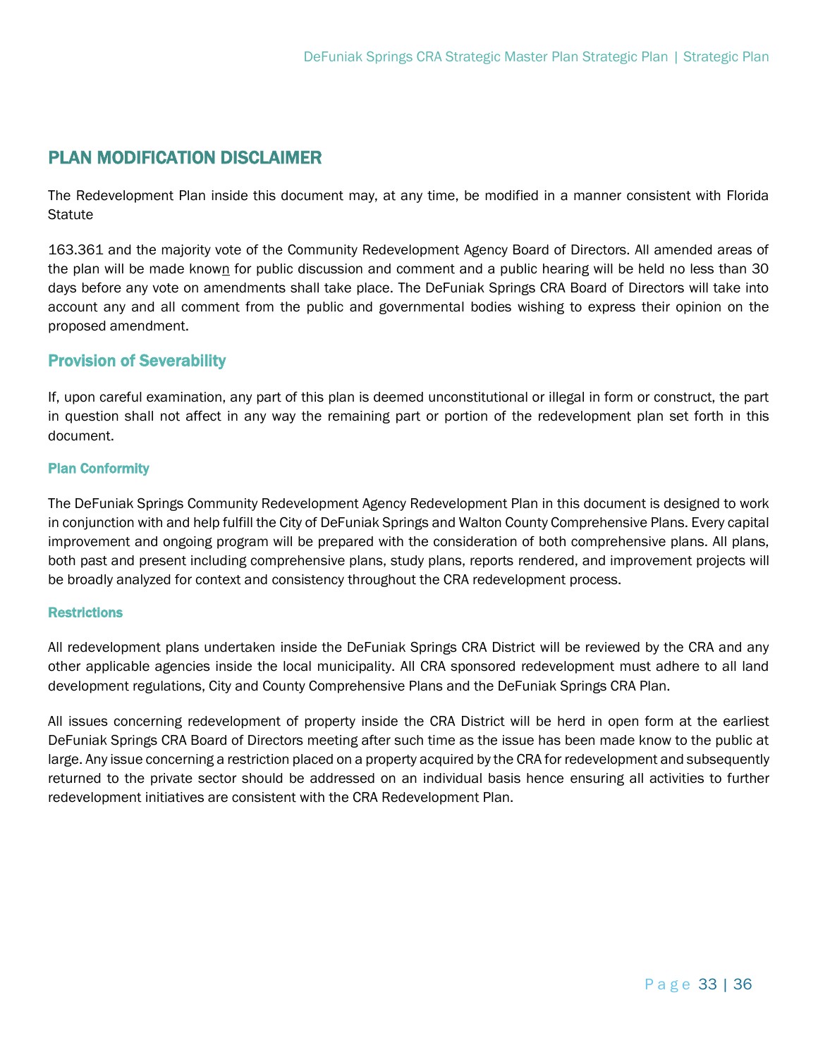## PLAN MODIFICATION DISCLAIMER

The Redevelopment Plan inside this document may, at any time, be modified in a manner consistent with Florida Statute

163.361 and the majority vote of the Community Redevelopment Agency Board of Directors. All amended areas of the plan will be made known for public discussion and comment and a public hearing will be held no less than 30 days before any vote on amendments shall take place. The DeFuniak Springs CRA Board of Directors will take into account any and all comment from the public and governmental bodies wishing to express their opinion on the proposed amendment.

### Provision of Severability

If, upon careful examination, any part of this plan is deemed unconstitutional or illegal in form or construct, the part in question shall not affect in any way the remaining part or portion of the redevelopment plan set forth in this document.

#### Plan Conformity

The DeFuniak Springs Community Redevelopment Agency Redevelopment Plan in this document is designed to work in conjunction with and help fulfill the City of DeFuniak Springs and Walton County Comprehensive Plans. Every capital improvement and ongoing program will be prepared with the consideration of both comprehensive plans. All plans, both past and present including comprehensive plans, study plans, reports rendered, and improvement projects will be broadly analyzed for context and consistency throughout the CRA redevelopment process.

#### Restrictions

All redevelopment plans undertaken inside the DeFuniak Springs CRA District will be reviewed by the CRA and any other applicable agencies inside the local municipality. All CRA sponsored redevelopment must adhere to all land development regulations, City and County Comprehensive Plans and the DeFuniak Springs CRA Plan.

All issues concerning redevelopment of property inside the CRA District will be herd in open form at the earliest DeFuniak Springs CRA Board of Directors meeting after such time as the issue has been made know to the public at large. Any issue concerning a restriction placed on a property acquired by the CRA for redevelopment and subsequently returned to the private sector should be addressed on an individual basis hence ensuring all activities to further redevelopment initiatives are consistent with the CRA Redevelopment Plan.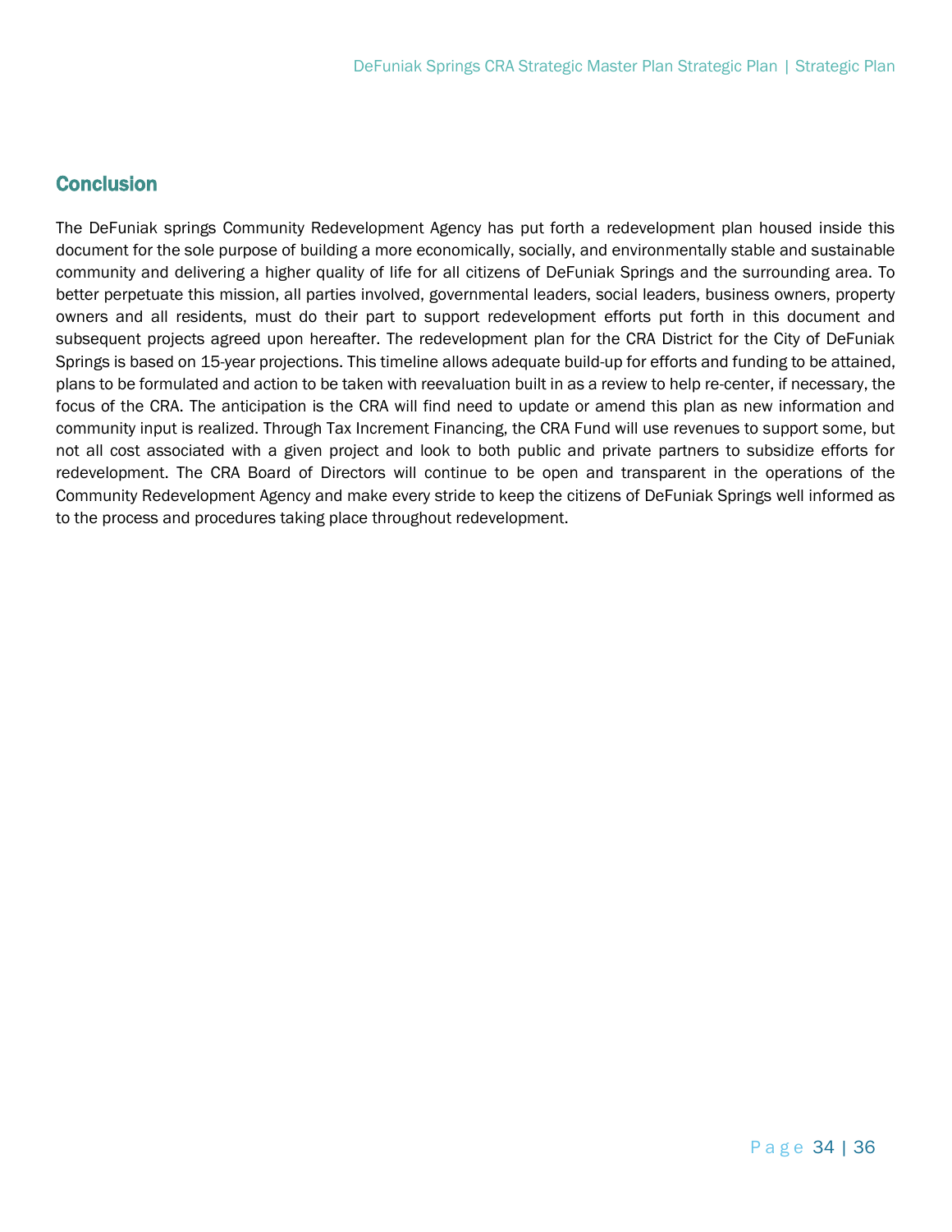## Conclusion

The DeFuniak springs Community Redevelopment Agency has put forth a redevelopment plan housed inside this document for the sole purpose of building a more economically, socially, and environmentally stable and sustainable community and delivering a higher quality of life for all citizens of DeFuniak Springs and the surrounding area. To better perpetuate this mission, all parties involved, governmental leaders, social leaders, business owners, property owners and all residents, must do their part to support redevelopment efforts put forth in this document and subsequent projects agreed upon hereafter. The redevelopment plan for the CRA District for the City of DeFuniak Springs is based on 15-year projections. This timeline allows adequate build-up for efforts and funding to be attained, plans to be formulated and action to be taken with reevaluation built in as a review to help re-center, if necessary, the focus of the CRA. The anticipation is the CRA will find need to update or amend this plan as new information and community input is realized. Through Tax Increment Financing, the CRA Fund will use revenues to support some, but not all cost associated with a given project and look to both public and private partners to subsidize efforts for redevelopment. The CRA Board of Directors will continue to be open and transparent in the operations of the Community Redevelopment Agency and make every stride to keep the citizens of DeFuniak Springs well informed as to the process and procedures taking place throughout redevelopment.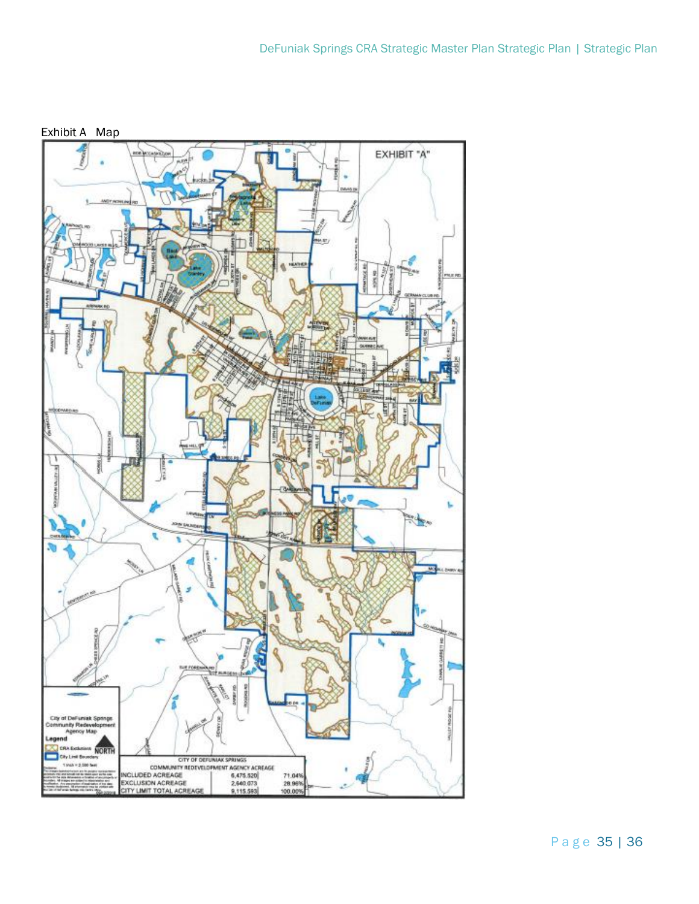Exhibit A Map

EXHIBIT "A"

City of DeFuniak Springs Community Redevelopment Agency Map

Legend

CRA Exclusions

City Limit Boundary

NORTH

| CITY OF DEFUNIAK SPRINGS COMMUNITY REDEVELOPMENT AGENCY ACREAGE | | |
| --- | --- | --- |
| INCLUDED ACREAGE | 6,475.520 | 71.04% |
| EXCLUSION ACREAGE | 2,640.073 | 28.96% |
| CITY LIMIT TOTAL ACREAGE | 9,115.593 | 100.00% |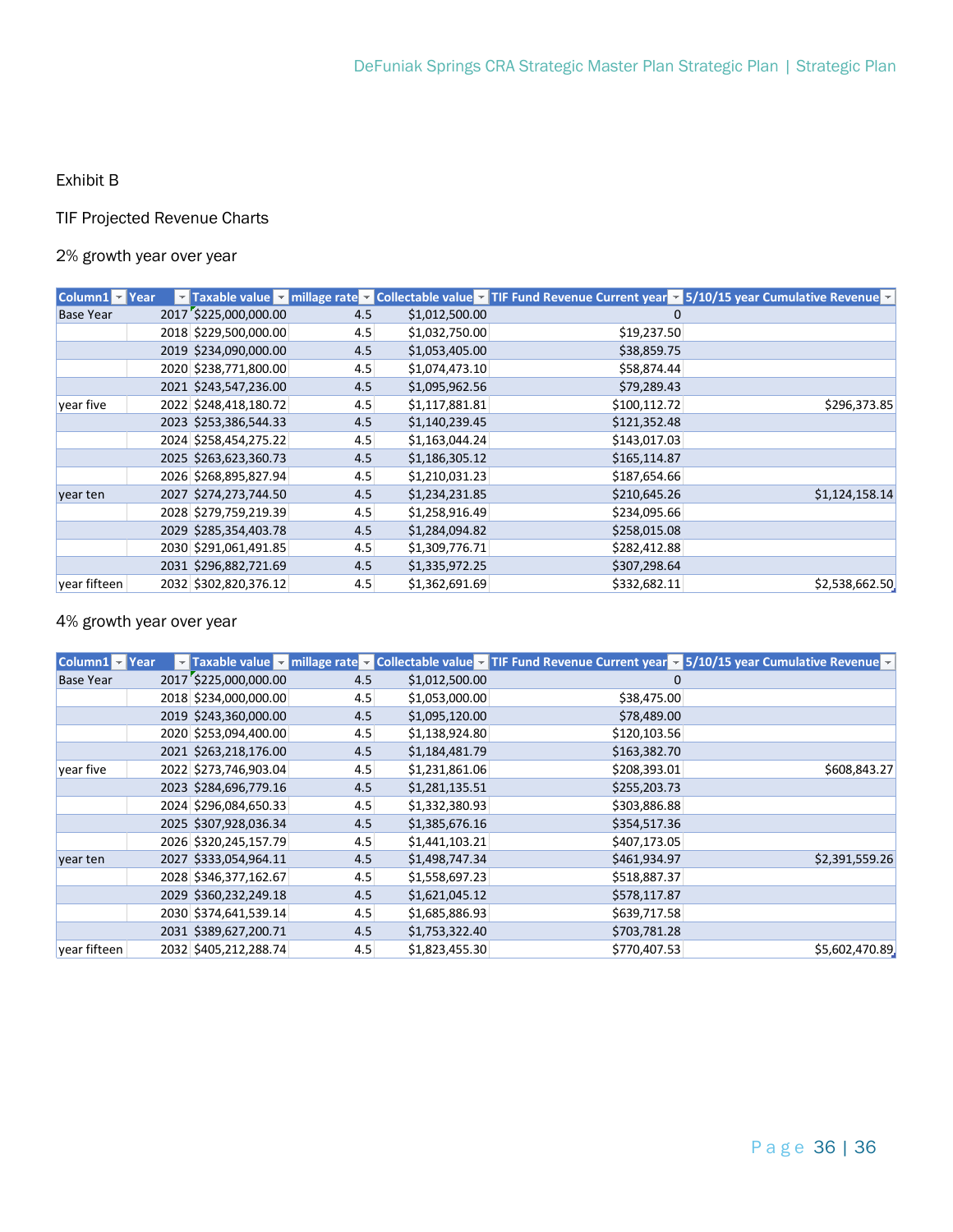Exhibit B

TIF Projected Revenue Charts

2% growth year over year

| Column1 | Year | Taxable value | millage rate | Collectable value | TIF Fund Revenue Current year | 5/10/15 year Cumulative Revenue |
|---|---|---|---|---|---|---|
| Base Year | 2017 | $225,000,000.00 | 4.5 | $1,012,500.00 | 0 | |
| | 2018 | $229,500,000.00 | 4.5 | $1,032,750.00 | $19,237.50 | |
| | 2019 | $234,090,000.00 | 4.5 | $1,053,405.00 | $38,859.75 | |
| | 2020 | $238,771,800.00 | 4.5 | $1,074,473.10 | $58,874.44 | |
| | 2021 | $243,547,236.00 | 4.5 | $1,095,962.56 | $79,289.43 | |
| year five | 2022 | $248,418,180.72 | 4.5 | $1,117,881.81 | $100,112.72 | $296,373.85 |
| | 2023 | $253,386,544.33 | 4.5 | $1,140,239.45 | $121,352.48 | |
| | 2024 | $258,454,275.22 | 4.5 | $1,163,044.24 | $143,017.03 | |
| | 2025 | $263,623,360.73 | 4.5 | $1,186,305.12 | $165,114.87 | |
| | 2026 | $268,895,827.94 | 4.5 | $1,210,031.23 | $187,654.66 | |
| year ten | 2027 | $274,273,744.50 | 4.5 | $1,234,231.85 | $210,645.26 | $1,124,158.14 |
| | 2028 | $279,759,219.39 | 4.5 | $1,258,916.49 | $234,095.66 | |
| | 2029 | $285,354,403.78 | 4.5 | $1,284,094.82 | $258,015.08 | |
| | 2030 | $291,061,491.85 | 4.5 | $1,309,776.71 | $282,412.88 | |
| | 2031 | $296,882,721.69 | 4.5 | $1,335,972.25 | $307,298.64 | |
| year fifteen | 2032 | $302,820,376.12 | 4.5 | $1,362,691.69 | $332,682.11 | $2,538,662.50 |

4% growth year over year

| Column1 | Year | Taxable value | millage rate | Collectable value | TIF Fund Revenue Current year | 5/10/15 year Cumulative Revenue |
|---|---|---|---|---|---|---|
| Base Year | 2017 | $225,000,000.00 | 4.5 | $1,012,500.00 | 0 | |
| | 2018 | $234,000,000.00 | 4.5 | $1,053,000.00 | $38,475.00 | |
| | 2019 | $243,360,000.00 | 4.5 | $1,095,120.00 | $78,489.00 | |
| | 2020 | $253,094,400.00 | 4.5 | $1,138,924.80 | $120,103.56 | |
| | 2021 | $263,218,176.00 | 4.5 | $1,184,481.79 | $163,382.70 | |
| year five | 2022 | $273,746,903.04 | 4.5 | $1,231,861.06 | $208,393.01 | $608,843.27 |
| | 2023 | $284,696,779.16 | 4.5 | $1,281,135.51 | $255,203.73 | |
| | 2024 | $296,084,650.33 | 4.5 | $1,332,380.93 | $303,886.88 | |
| | 2025 | $307,928,036.34 | 4.5 | $1,385,676.16 | $354,517.36 | |
| | 2026 | $320,245,157.79 | 4.5 | $1,441,103.21 | $407,173.05 | |
| year ten | 2027 | $333,054,964.11 | 4.5 | $1,498,747.34 | $461,934.97 | $2,391,559.26 |
| | 2028 | $346,377,162.67 | 4.5 | $1,558,697.23 | $518,887.37 | |
| | 2029 | $360,232,249.18 | 4.5 | $1,621,045.12 | $578,117.87 | |
| | 2030 | $374,641,539.14 | 4.5 | $1,685,886.93 | $639,717.58 | |
| | 2031 | $389,627,200.71 | 4.5 | $1,753,322.40 | $703,781.28 | |
| year fifteen | 2032 | $405,212,288.74 | 4.5 | $1,823,455.30 | $770,407.53 | $5,602,470.89 |